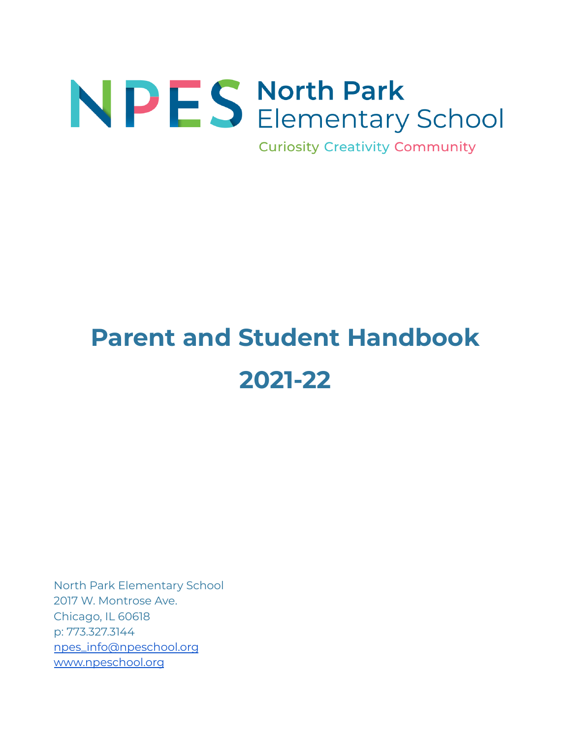NPES North Park Elementary School

Curiosity Creativity Community

# Parent and Student Handbook

# 2021-22

North Park Elementary School
2017 W. Montrose Ave.
Chicago, IL 60618
p: 773.327.3144
npes_info@npeschool.org
www.npeschool.org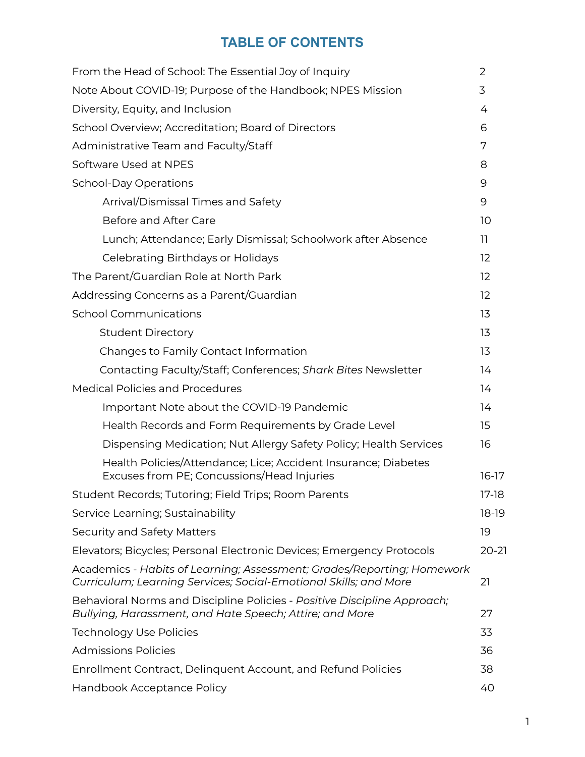# TABLE OF CONTENTS

| | |
|---|---|
| From the Head of School: The Essential Joy of Inquiry | 2 |
| Note About COVID-19; Purpose of the Handbook; NPES Mission | 3 |
| Diversity, Equity, and Inclusion | 4 |
| School Overview; Accreditation; Board of Directors | 6 |
| Administrative Team and Faculty/Staff | 7 |
| Software Used at NPES | 8 |
| School-Day Operations | 9 |
| &nbsp;&nbsp;&nbsp;&nbsp;Arrival/Dismissal Times and Safety | 9 |
| &nbsp;&nbsp;&nbsp;&nbsp;Before and After Care | 10 |
| &nbsp;&nbsp;&nbsp;&nbsp;Lunch; Attendance; Early Dismissal; Schoolwork after Absence | 11 |
| &nbsp;&nbsp;&nbsp;&nbsp;Celebrating Birthdays or Holidays | 12 |
| The Parent/Guardian Role at North Park | 12 |
| Addressing Concerns as a Parent/Guardian | 12 |
| School Communications | 13 |
| &nbsp;&nbsp;&nbsp;&nbsp;Student Directory | 13 |
| &nbsp;&nbsp;&nbsp;&nbsp;Changes to Family Contact Information | 13 |
| &nbsp;&nbsp;&nbsp;&nbsp;Contacting Faculty/Staff; Conferences; *Shark Bites* Newsletter | 14 |
| Medical Policies and Procedures | 14 |
| &nbsp;&nbsp;&nbsp;&nbsp;Important Note about the COVID-19 Pandemic | 14 |
| &nbsp;&nbsp;&nbsp;&nbsp;Health Records and Form Requirements by Grade Level | 15 |
| &nbsp;&nbsp;&nbsp;&nbsp;Dispensing Medication; Nut Allergy Safety Policy; Health Services | 16 |
| &nbsp;&nbsp;&nbsp;&nbsp;Health Policies/Attendance; Lice; Accident Insurance; Diabetes Excuses from PE; Concussions/Head Injuries | 16-17 |
| Student Records; Tutoring; Field Trips; Room Parents | 17-18 |
| Service Learning; Sustainability | 18-19 |
| Security and Safety Matters | 19 |
| Elevators; Bicycles; Personal Electronic Devices; Emergency Protocols | 20-21 |
| Academics - *Habits of Learning; Assessment; Grades/Reporting; Homework Curriculum; Learning Services; Social-Emotional Skills; and More* | 21 |
| Behavioral Norms and Discipline Policies - *Positive Discipline Approach; Bullying, Harassment, and Hate Speech; Attire; and More* | 27 |
| Technology Use Policies | 33 |
| Admissions Policies | 36 |
| Enrollment Contract, Delinquent Account, and Refund Policies | 38 |
| Handbook Acceptance Policy | 40 |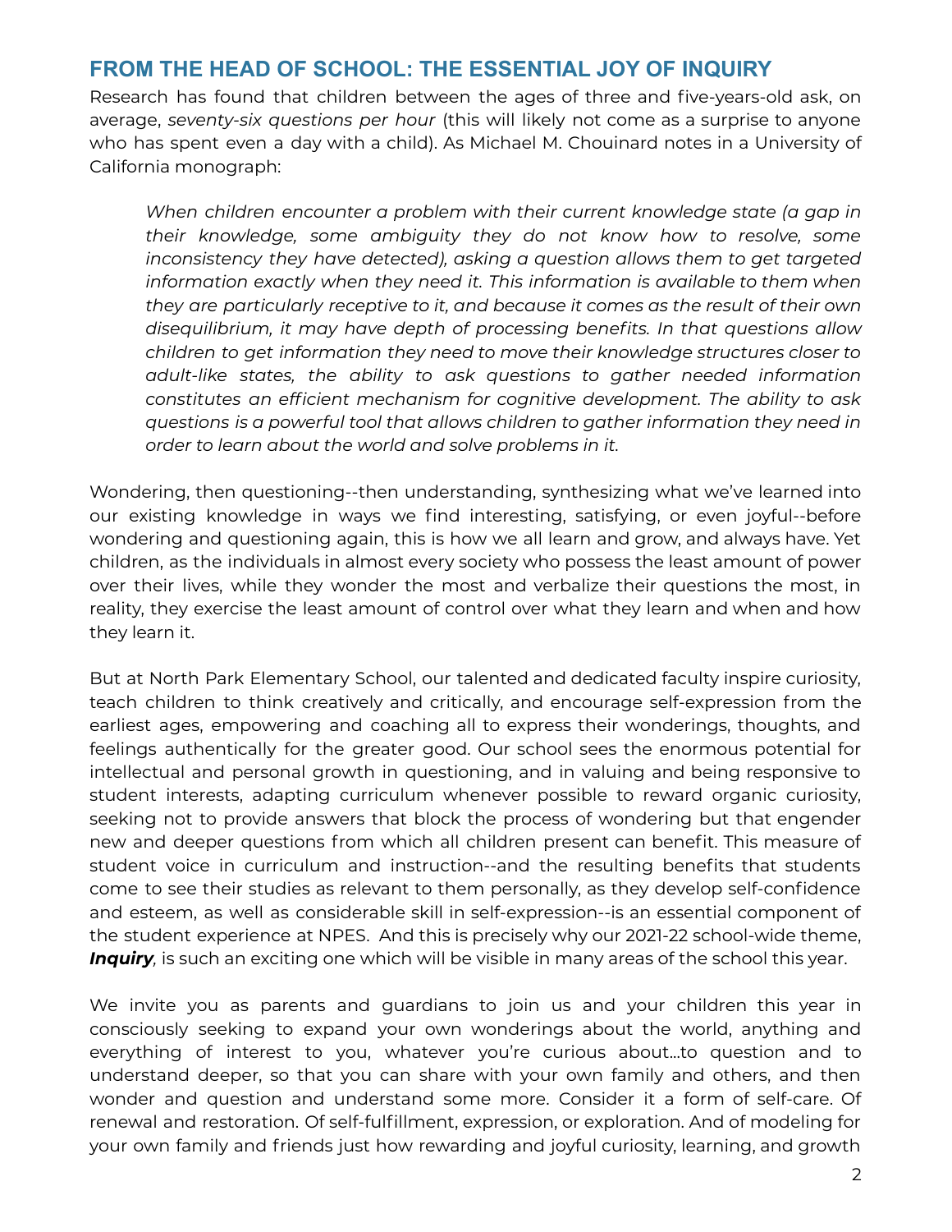## FROM THE HEAD OF SCHOOL: THE ESSENTIAL JOY OF INQUIRY

Research has found that children between the ages of three and five-years-old ask, on average, *seventy-six questions per hour* (this will likely not come as a surprise to anyone who has spent even a day with a child). As Michael M. Chouinard notes in a University of California monograph:

> *When children encounter a problem with their current knowledge state (a gap in their knowledge, some ambiguity they do not know how to resolve, some inconsistency they have detected), asking a question allows them to get targeted information exactly when they need it. This information is available to them when they are particularly receptive to it, and because it comes as the result of their own disequilibrium, it may have depth of processing benefits. In that questions allow children to get information they need to move their knowledge structures closer to adult-like states, the ability to ask questions to gather needed information constitutes an efficient mechanism for cognitive development. The ability to ask questions is a powerful tool that allows children to gather information they need in order to learn about the world and solve problems in it.*

Wondering, then questioning--then understanding, synthesizing what we've learned into our existing knowledge in ways we find interesting, satisfying, or even joyful--before wondering and questioning again, this is how we all learn and grow, and always have. Yet children, as the individuals in almost every society who possess the least amount of power over their lives, while they wonder the most and verbalize their questions the most, in reality, they exercise the least amount of control over what they learn and when and how they learn it.

But at North Park Elementary School, our talented and dedicated faculty inspire curiosity, teach children to think creatively and critically, and encourage self-expression from the earliest ages, empowering and coaching all to express their wonderings, thoughts, and feelings authentically for the greater good. Our school sees the enormous potential for intellectual and personal growth in questioning, and in valuing and being responsive to student interests, adapting curriculum whenever possible to reward organic curiosity, seeking not to provide answers that block the process of wondering but that engender new and deeper questions from which all children present can benefit. This measure of student voice in curriculum and instruction--and the resulting benefits that students come to see their studies as relevant to them personally, as they develop self-confidence and esteem, as well as considerable skill in self-expression--is an essential component of the student experience at NPES. And this is precisely why our 2021-22 school-wide theme, ***Inquiry***, is such an exciting one which will be visible in many areas of the school this year.

We invite you as parents and guardians to join us and your children this year in consciously seeking to expand your own wonderings about the world, anything and everything of interest to you, whatever you're curious about...to question and to understand deeper, so that you can share with your own family and others, and then wonder and question and understand some more. Consider it a form of self-care. Of renewal and restoration. Of self-fulfillment, expression, or exploration. And of modeling for your own family and friends just how rewarding and joyful curiosity, learning, and growth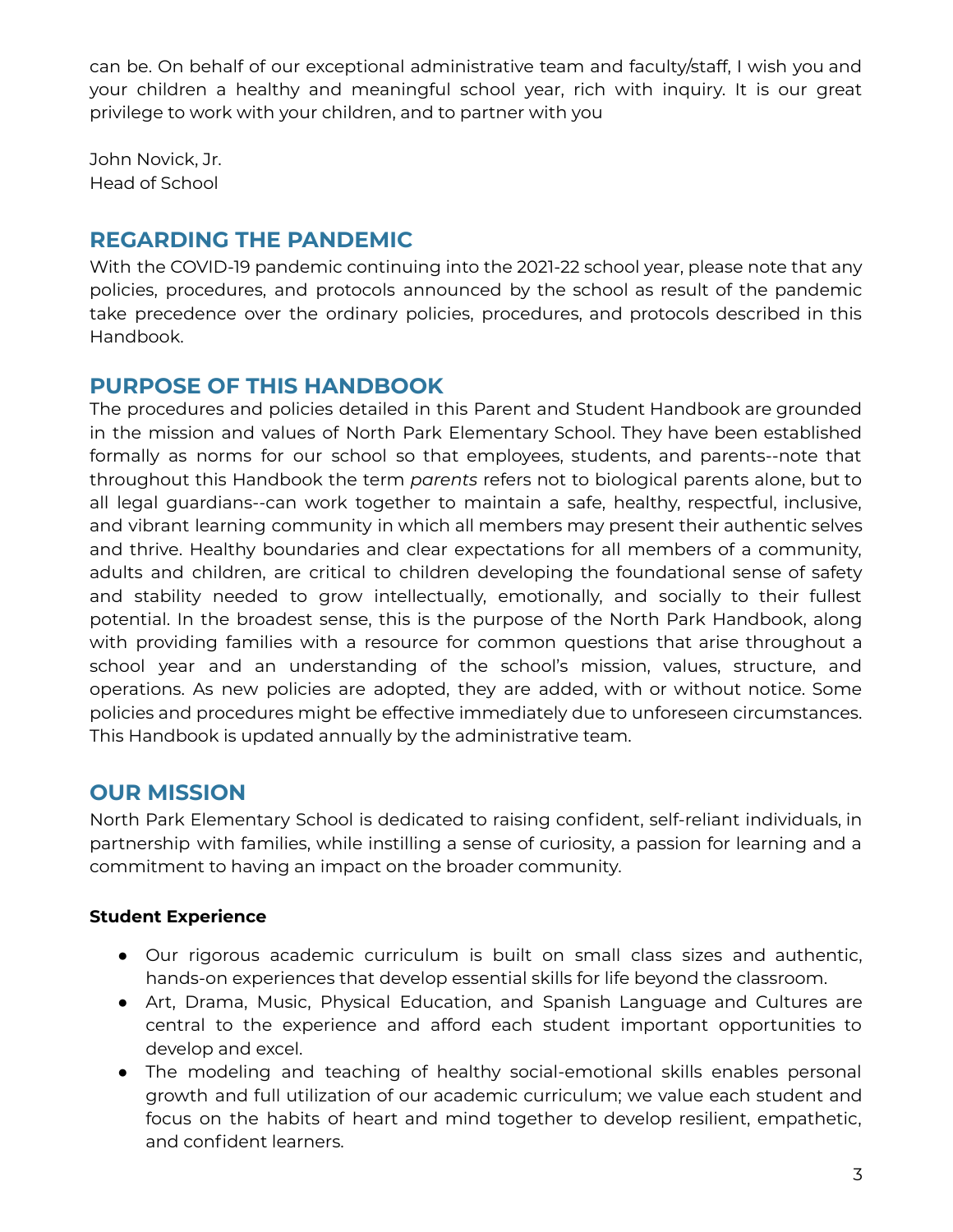can be. On behalf of our exceptional administrative team and faculty/staff, I wish you and your children a healthy and meaningful school year, rich with inquiry. It is our great privilege to work with your children, and to partner with you

John Novick, Jr.
Head of School

## REGARDING THE PANDEMIC

With the COVID-19 pandemic continuing into the 2021-22 school year, please note that any policies, procedures, and protocols announced by the school as result of the pandemic take precedence over the ordinary policies, procedures, and protocols described in this Handbook.

## PURPOSE OF THIS HANDBOOK

The procedures and policies detailed in this Parent and Student Handbook are grounded in the mission and values of North Park Elementary School. They have been established formally as norms for our school so that employees, students, and parents--note that throughout this Handbook the term *parents* refers not to biological parents alone, but to all legal guardians--can work together to maintain a safe, healthy, respectful, inclusive, and vibrant learning community in which all members may present their authentic selves and thrive. Healthy boundaries and clear expectations for all members of a community, adults and children, are critical to children developing the foundational sense of safety and stability needed to grow intellectually, emotionally, and socially to their fullest potential. In the broadest sense, this is the purpose of the North Park Handbook, along with providing families with a resource for common questions that arise throughout a school year and an understanding of the school's mission, values, structure, and operations. As new policies are adopted, they are added, with or without notice. Some policies and procedures might be effective immediately due to unforeseen circumstances. This Handbook is updated annually by the administrative team.

## OUR MISSION

North Park Elementary School is dedicated to raising confident, self-reliant individuals, in partnership with families, while instilling a sense of curiosity, a passion for learning and a commitment to having an impact on the broader community.

**Student Experience**

- Our rigorous academic curriculum is built on small class sizes and authentic, hands-on experiences that develop essential skills for life beyond the classroom.
- Art, Drama, Music, Physical Education, and Spanish Language and Cultures are central to the experience and afford each student important opportunities to develop and excel.
- The modeling and teaching of healthy social-emotional skills enables personal growth and full utilization of our academic curriculum; we value each student and focus on the habits of heart and mind together to develop resilient, empathetic, and confident learners.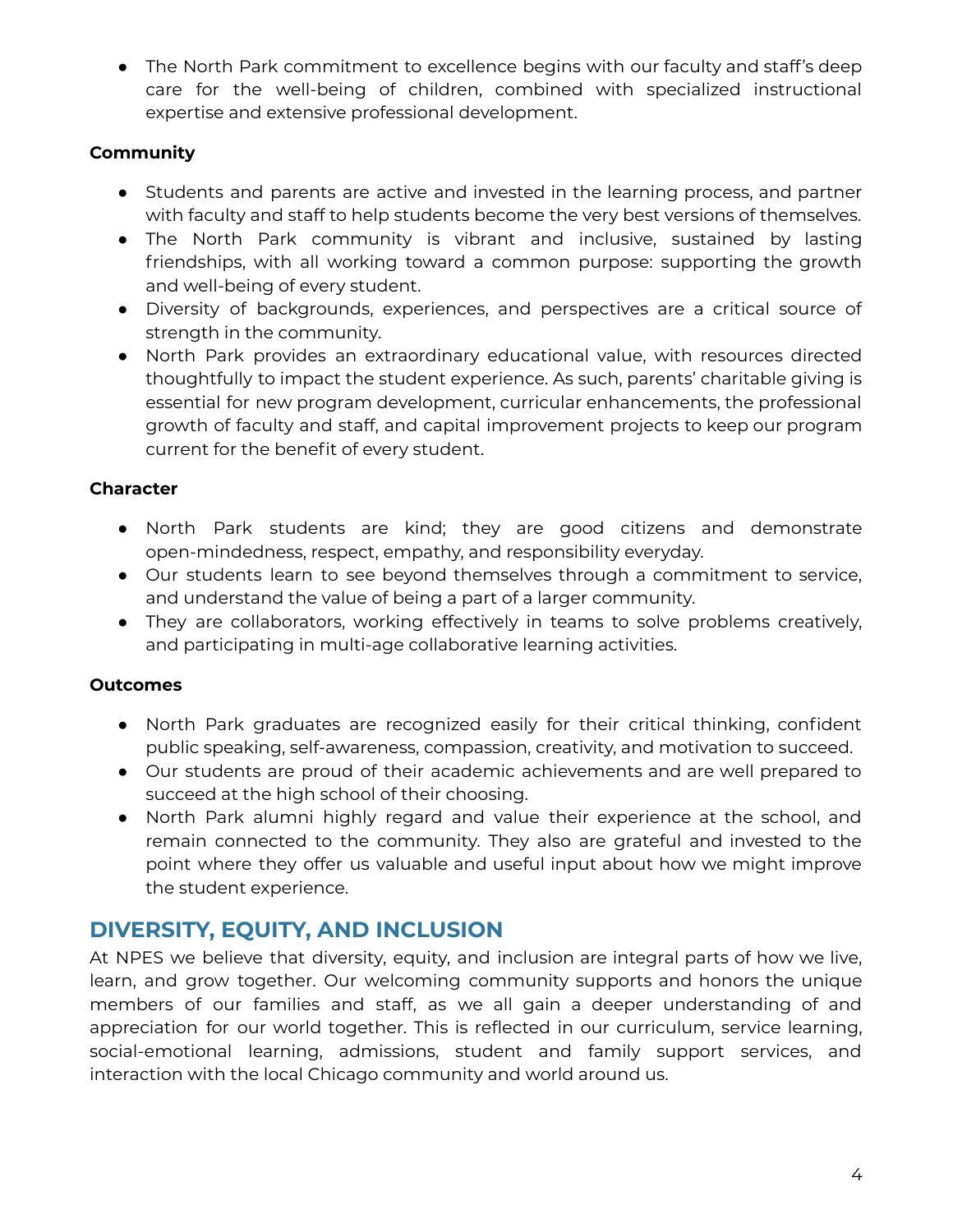- The North Park commitment to excellence begins with our faculty and staff's deep care for the well-being of children, combined with specialized instructional expertise and extensive professional development.

**Community**

- Students and parents are active and invested in the learning process, and partner with faculty and staff to help students become the very best versions of themselves.
- The North Park community is vibrant and inclusive, sustained by lasting friendships, with all working toward a common purpose: supporting the growth and well-being of every student.
- Diversity of backgrounds, experiences, and perspectives are a critical source of strength in the community.
- North Park provides an extraordinary educational value, with resources directed thoughtfully to impact the student experience. As such, parents' charitable giving is essential for new program development, curricular enhancements, the professional growth of faculty and staff, and capital improvement projects to keep our program current for the benefit of every student.

**Character**

- North Park students are kind; they are good citizens and demonstrate open-mindedness, respect, empathy, and responsibility everyday.
- Our students learn to see beyond themselves through a commitment to service, and understand the value of being a part of a larger community.
- They are collaborators, working effectively in teams to solve problems creatively, and participating in multi-age collaborative learning activities.

**Outcomes**

- North Park graduates are recognized easily for their critical thinking, confident public speaking, self-awareness, compassion, creativity, and motivation to succeed.
- Our students are proud of their academic achievements and are well prepared to succeed at the high school of their choosing.
- North Park alumni highly regard and value their experience at the school, and remain connected to the community. They also are grateful and invested to the point where they offer us valuable and useful input about how we might improve the student experience.

## DIVERSITY, EQUITY, AND INCLUSION

At NPES we believe that diversity, equity, and inclusion are integral parts of how we live, learn, and grow together. Our welcoming community supports and honors the unique members of our families and staff, as we all gain a deeper understanding of and appreciation for our world together. This is reflected in our curriculum, service learning, social-emotional learning, admissions, student and family support services, and interaction with the local Chicago community and world around us.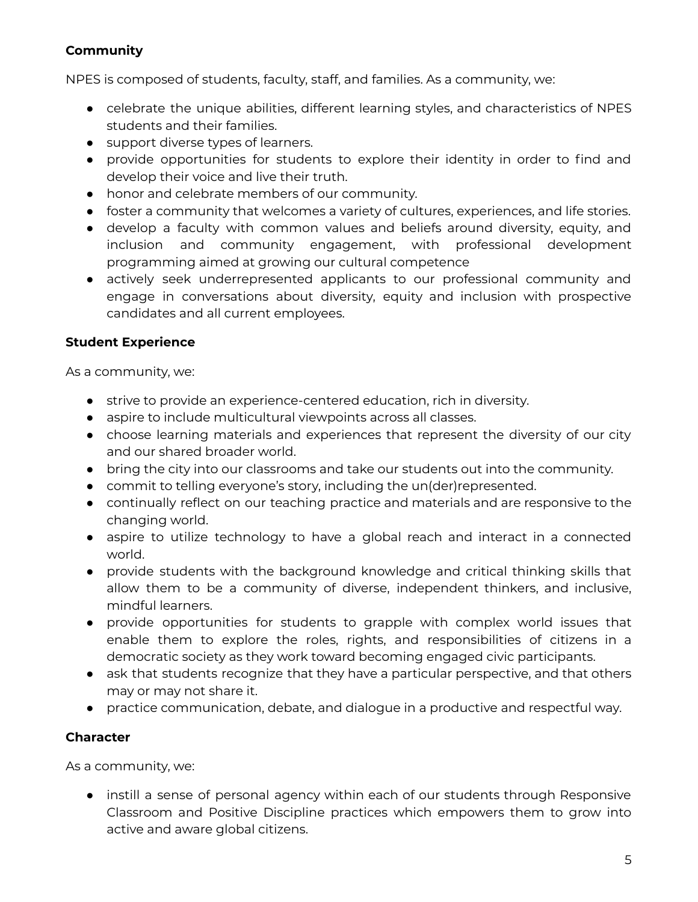**Community**

NPES is composed of students, faculty, staff, and families. As a community, we:

- celebrate the unique abilities, different learning styles, and characteristics of NPES students and their families.
- support diverse types of learners.
- provide opportunities for students to explore their identity in order to find and develop their voice and live their truth.
- honor and celebrate members of our community.
- foster a community that welcomes a variety of cultures, experiences, and life stories.
- develop a faculty with common values and beliefs around diversity, equity, and inclusion and community engagement, with professional development programming aimed at growing our cultural competence
- actively seek underrepresented applicants to our professional community and engage in conversations about diversity, equity and inclusion with prospective candidates and all current employees.

**Student Experience**

As a community, we:

- strive to provide an experience-centered education, rich in diversity.
- aspire to include multicultural viewpoints across all classes.
- choose learning materials and experiences that represent the diversity of our city and our shared broader world.
- bring the city into our classrooms and take our students out into the community.
- commit to telling everyone's story, including the un(der)represented.
- continually reflect on our teaching practice and materials and are responsive to the changing world.
- aspire to utilize technology to have a global reach and interact in a connected world.
- provide students with the background knowledge and critical thinking skills that allow them to be a community of diverse, independent thinkers, and inclusive, mindful learners.
- provide opportunities for students to grapple with complex world issues that enable them to explore the roles, rights, and responsibilities of citizens in a democratic society as they work toward becoming engaged civic participants.
- ask that students recognize that they have a particular perspective, and that others may or may not share it.
- practice communication, debate, and dialogue in a productive and respectful way.

**Character**

As a community, we:

- instill a sense of personal agency within each of our students through Responsive Classroom and Positive Discipline practices which empowers them to grow into active and aware global citizens.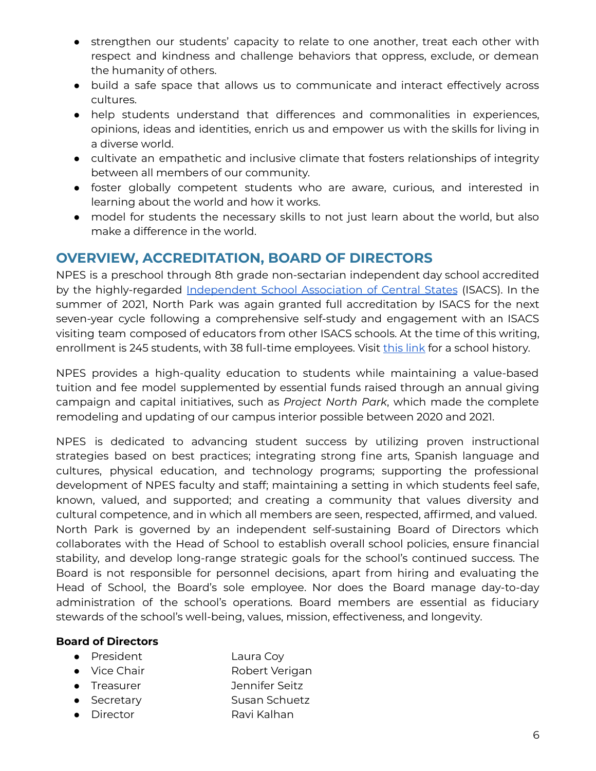- strengthen our students' capacity to relate to one another, treat each other with respect and kindness and challenge behaviors that oppress, exclude, or demean the humanity of others.
- build a safe space that allows us to communicate and interact effectively across cultures.
- help students understand that differences and commonalities in experiences, opinions, ideas and identities, enrich us and empower us with the skills for living in a diverse world.
- cultivate an empathetic and inclusive climate that fosters relationships of integrity between all members of our community.
- foster globally competent students who are aware, curious, and interested in learning about the world and how it works.
- model for students the necessary skills to not just learn about the world, but also make a difference in the world.

## OVERVIEW, ACCREDITATION, BOARD OF DIRECTORS

NPES is a preschool through 8th grade non-sectarian independent day school accredited by the highly-regarded Independent School Association of Central States (ISACS). In the summer of 2021, North Park was again granted full accreditation by ISACS for the next seven-year cycle following a comprehensive self-study and engagement with an ISACS visiting team composed of educators from other ISACS schools. At the time of this writing, enrollment is 245 students, with 38 full-time employees. Visit this link for a school history.

NPES provides a high-quality education to students while maintaining a value-based tuition and fee model supplemented by essential funds raised through an annual giving campaign and capital initiatives, such as *Project North Park*, which made the complete remodeling and updating of our campus interior possible between 2020 and 2021.

NPES is dedicated to advancing student success by utilizing proven instructional strategies based on best practices; integrating strong fine arts, Spanish language and cultures, physical education, and technology programs; supporting the professional development of NPES faculty and staff; maintaining a setting in which students feel safe, known, valued, and supported; and creating a community that values diversity and cultural competence, and in which all members are seen, respected, affirmed, and valued. North Park is governed by an independent self-sustaining Board of Directors which collaborates with the Head of School to establish overall school policies, ensure financial stability, and develop long-range strategic goals for the school's continued success. The Board is not responsible for personnel decisions, apart from hiring and evaluating the Head of School, the Board's sole employee. Nor does the Board manage day-to-day administration of the school's operations. Board members are essential as fiduciary stewards of the school's well-being, values, mission, effectiveness, and longevity.

**Board of Directors**

- President — Laura Coy
- Vice Chair — Robert Verigan
- Treasurer — Jennifer Seitz
- Secretary — Susan Schuetz
- Director — Ravi Kalhan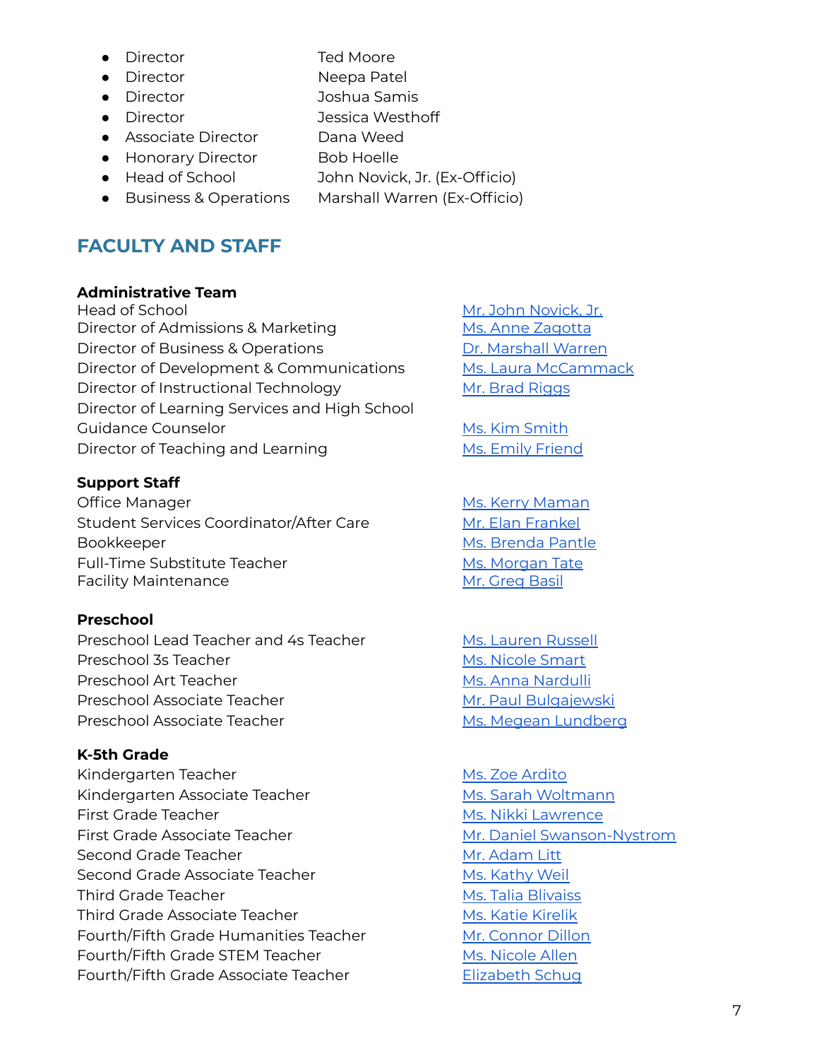- Director Ted Moore
- Director Neepa Patel
- Director Joshua Samis
- Director Jessica Westhoff
- Associate Director Dana Weed
- Honorary Director Bob Hoelle
- Head of School John Novick, Jr. (Ex-Officio)
- Business & Operations Marshall Warren (Ex-Officio)

## FACULTY AND STAFF

**Administrative Team**

| | |
|---|---|
| Head of School | Mr. John Novick, Jr. |
| Director of Admissions & Marketing | Ms. Anne Zagotta |
| Director of Business & Operations | Dr. Marshall Warren |
| Director of Development & Communications | Ms. Laura McCammack |
| Director of Instructional Technology | Mr. Brad Riggs |
| Director of Learning Services and High School Guidance Counselor | Ms. Kim Smith |
| Director of Teaching and Learning | Ms. Emily Friend |

**Support Staff**

| | |
|---|---|
| Office Manager | Ms. Kerry Maman |
| Student Services Coordinator/After Care | Mr. Elan Frankel |
| Bookkeeper | Ms. Brenda Pantle |
| Full-Time Substitute Teacher | Ms. Morgan Tate |
| Facility Maintenance | Mr. Greg Basil |

**Preschool**

| | |
|---|---|
| Preschool Lead Teacher and 4s Teacher | Ms. Lauren Russell |
| Preschool 3s Teacher | Ms. Nicole Smart |
| Preschool Art Teacher | Ms. Anna Nardulli |
| Preschool Associate Teacher | Mr. Paul Bulgajewski |
| Preschool Associate Teacher | Ms. Megean Lundberg |

**K-5th Grade**

| | |
|---|---|
| Kindergarten Teacher | Ms. Zoe Ardito |
| Kindergarten Associate Teacher | Ms. Sarah Woltmann |
| First Grade Teacher | Ms. Nikki Lawrence |
| First Grade Associate Teacher | Mr. Daniel Swanson-Nystrom |
| Second Grade Teacher | Mr. Adam Litt |
| Second Grade Associate Teacher | Ms. Kathy Weil |
| Third Grade Teacher | Ms. Talia Blivaiss |
| Third Grade Associate Teacher | Ms. Katie Kirelik |
| Fourth/Fifth Grade Humanities Teacher | Mr. Connor Dillon |
| Fourth/Fifth Grade STEM Teacher | Ms. Nicole Allen |
| Fourth/Fifth Grade Associate Teacher | Elizabeth Schug |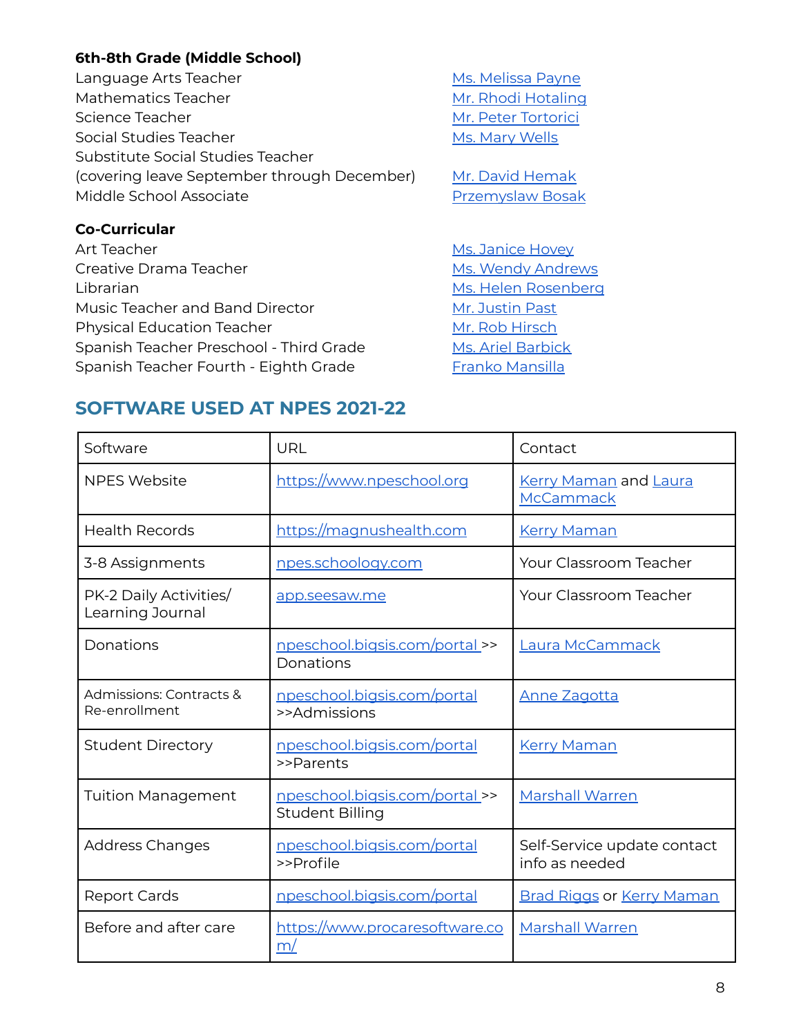**6th-8th Grade (Middle School)**

| | |
|---|---|
| Language Arts Teacher | Ms. Melissa Payne |
| Mathematics Teacher | Mr. Rhodi Hotaling |
| Science Teacher | Mr. Peter Tortorici |
| Social Studies Teacher | Ms. Mary Wells |
| Substitute Social Studies Teacher (covering leave September through December) | Mr. David Hemak |
| Middle School Associate | Przemyslaw Bosak |

**Co-Curricular**

| | |
|---|---|
| Art Teacher | Ms. Janice Hovey |
| Creative Drama Teacher | Ms. Wendy Andrews |
| Librarian | Ms. Helen Rosenberg |
| Music Teacher and Band Director | Mr. Justin Past |
| Physical Education Teacher | Mr. Rob Hirsch |
| Spanish Teacher Preschool - Third Grade | Ms. Ariel Barbick |
| Spanish Teacher Fourth - Eighth Grade | Franko Mansilla |

## SOFTWARE USED AT NPES 2021-22

| Software | URL | Contact |
|---|---|---|
| NPES Website | https://www.npeschool.org | Kerry Maman and Laura McCammack |
| Health Records | https://magnushealth.com | Kerry Maman |
| 3-8 Assignments | npes.schoology.com | Your Classroom Teacher |
| PK-2 Daily Activities/ Learning Journal | app.seesaw.me | Your Classroom Teacher |
| Donations | npeschool.bigsis.com/portal >> Donations | Laura McCammack |
| Admissions: Contracts & Re-enrollment | npeschool.bigsis.com/portal >>Admissions | Anne Zagotta |
| Student Directory | npeschool.bigsis.com/portal >>Parents | Kerry Maman |
| Tuition Management | npeschool.bigsis.com/portal >> Student Billing | Marshall Warren |
| Address Changes | npeschool.bigsis.com/portal >>Profile | Self-Service update contact info as needed |
| Report Cards | npeschool.bigsis.com/portal | Brad Riggs or Kerry Maman |
| Before and after care | https://www.procaresoftware.com/ | Marshall Warren |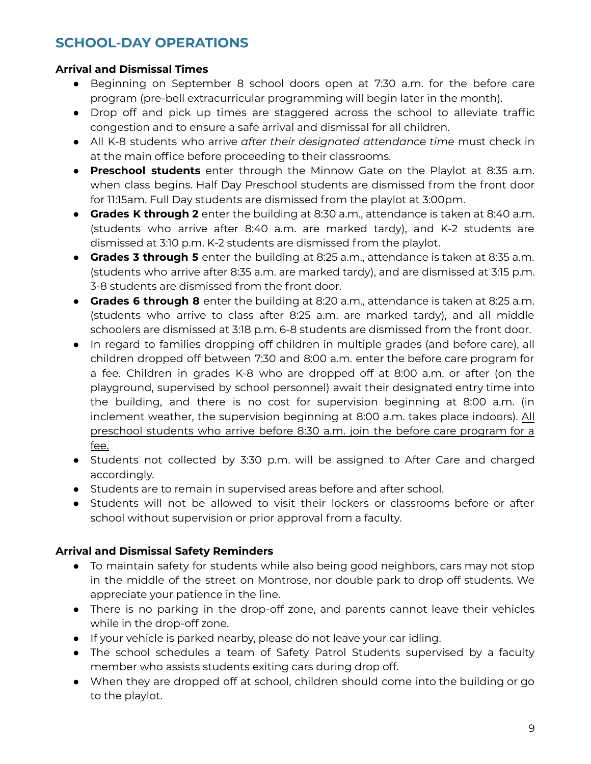## SCHOOL-DAY OPERATIONS

**Arrival and Dismissal Times**

- Beginning on September 8 school doors open at 7:30 a.m. for the before care program (pre-bell extracurricular programming will begin later in the month).
- Drop off and pick up times are staggered across the school to alleviate traffic congestion and to ensure a safe arrival and dismissal for all children.
- All K-8 students who arrive *after their designated attendance time* must check in at the main office before proceeding to their classrooms.
- **Preschool students** enter through the Minnow Gate on the Playlot at 8:35 a.m. when class begins. Half Day Preschool students are dismissed from the front door for 11:15am. Full Day students are dismissed from the playlot at 3:00pm.
- **Grades K through 2** enter the building at 8:30 a.m., attendance is taken at 8:40 a.m. (students who arrive after 8:40 a.m. are marked tardy), and K-2 students are dismissed at 3:10 p.m. K-2 students are dismissed from the playlot.
- **Grades 3 through 5** enter the building at 8:25 a.m., attendance is taken at 8:35 a.m. (students who arrive after 8:35 a.m. are marked tardy), and are dismissed at 3:15 p.m. 3-8 students are dismissed from the front door.
- **Grades 6 through 8** enter the building at 8:20 a.m., attendance is taken at 8:25 a.m. (students who arrive to class after 8:25 a.m. are marked tardy), and all middle schoolers are dismissed at 3:18 p.m. 6-8 students are dismissed from the front door.
- In regard to families dropping off children in multiple grades (and before care), all children dropped off between 7:30 and 8:00 a.m. enter the before care program for a fee. Children in grades K-8 who are dropped off at 8:00 a.m. or after (on the playground, supervised by school personnel) await their designated entry time into the building, and there is no cost for supervision beginning at 8:00 a.m. (in inclement weather, the supervision beginning at 8:00 a.m. takes place indoors). <u>All preschool students who arrive before 8:30 a.m. join the before care program for a fee.</u>
- Students not collected by 3:30 p.m. will be assigned to After Care and charged accordingly.
- Students are to remain in supervised areas before and after school.
- Students will not be allowed to visit their lockers or classrooms before or after school without supervision or prior approval from a faculty.

**Arrival and Dismissal Safety Reminders**

- To maintain safety for students while also being good neighbors, cars may not stop in the middle of the street on Montrose, nor double park to drop off students. We appreciate your patience in the line.
- There is no parking in the drop-off zone, and parents cannot leave their vehicles while in the drop-off zone.
- If your vehicle is parked nearby, please do not leave your car idling.
- The school schedules a team of Safety Patrol Students supervised by a faculty member who assists students exiting cars during drop off.
- When they are dropped off at school, children should come into the building or go to the playlot.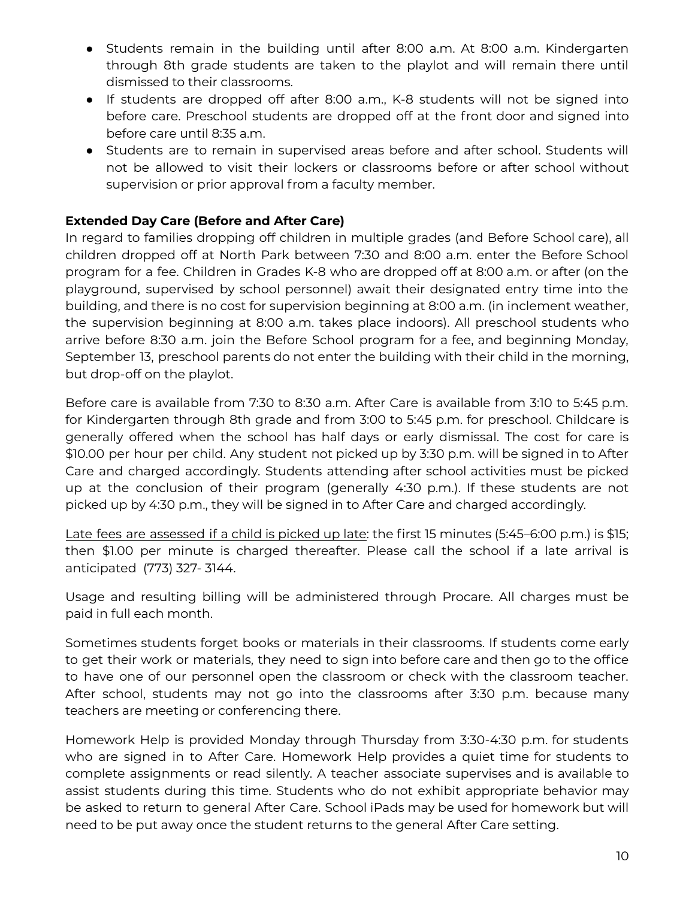- Students remain in the building until after 8:00 a.m. At 8:00 a.m. Kindergarten through 8th grade students are taken to the playlot and will remain there until dismissed to their classrooms.
- If students are dropped off after 8:00 a.m., K-8 students will not be signed into before care. Preschool students are dropped off at the front door and signed into before care until 8:35 a.m.
- Students are to remain in supervised areas before and after school. Students will not be allowed to visit their lockers or classrooms before or after school without supervision or prior approval from a faculty member.

**Extended Day Care (Before and After Care)**

In regard to families dropping off children in multiple grades (and Before School care), all children dropped off at North Park between 7:30 and 8:00 a.m. enter the Before School program for a fee. Children in Grades K-8 who are dropped off at 8:00 a.m. or after (on the playground, supervised by school personnel) await their designated entry time into the building, and there is no cost for supervision beginning at 8:00 a.m. (in inclement weather, the supervision beginning at 8:00 a.m. takes place indoors). All preschool students who arrive before 8:30 a.m. join the Before School program for a fee, and beginning Monday, September 13, preschool parents do not enter the building with their child in the morning, but drop-off on the playlot.

Before care is available from 7:30 to 8:30 a.m. After Care is available from 3:10 to 5:45 p.m. for Kindergarten through 8th grade and from 3:00 to 5:45 p.m. for preschool. Childcare is generally offered when the school has half days or early dismissal. The cost for care is $10.00 per hour per child. Any student not picked up by 3:30 p.m. will be signed in to After Care and charged accordingly. Students attending after school activities must be picked up at the conclusion of their program (generally 4:30 p.m.). If these students are not picked up by 4:30 p.m., they will be signed in to After Care and charged accordingly.

<u>Late fees are assessed if a child is picked up late</u>: the first 15 minutes (5:45–6:00 p.m.) is $15; then $1.00 per minute is charged thereafter. Please call the school if a late arrival is anticipated (773) 327- 3144.

Usage and resulting billing will be administered through Procare. All charges must be paid in full each month.

Sometimes students forget books or materials in their classrooms. If students come early to get their work or materials, they need to sign into before care and then go to the office to have one of our personnel open the classroom or check with the classroom teacher. After school, students may not go into the classrooms after 3:30 p.m. because many teachers are meeting or conferencing there.

Homework Help is provided Monday through Thursday from 3:30-4:30 p.m. for students who are signed in to After Care. Homework Help provides a quiet time for students to complete assignments or read silently. A teacher associate supervises and is available to assist students during this time. Students who do not exhibit appropriate behavior may be asked to return to general After Care. School iPads may be used for homework but will need to be put away once the student returns to the general After Care setting.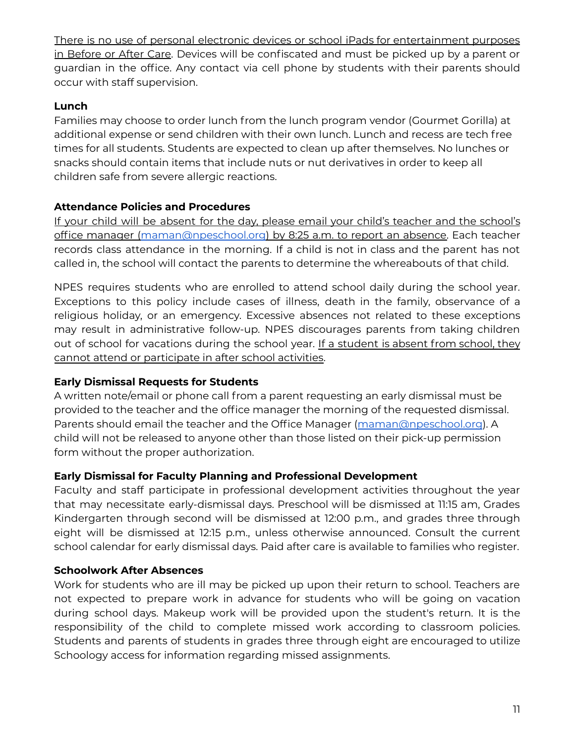There is no use of personal electronic devices or school iPads for entertainment purposes in Before or After Care. Devices will be confiscated and must be picked up by a parent or guardian in the office. Any contact via cell phone by students with their parents should occur with staff supervision.

**Lunch**

Families may choose to order lunch from the lunch program vendor (Gourmet Gorilla) at additional expense or send children with their own lunch. Lunch and recess are tech free times for all students. Students are expected to clean up after themselves. No lunches or snacks should contain items that include nuts or nut derivatives in order to keep all children safe from severe allergic reactions.

**Attendance Policies and Procedures**

If your child will be absent for the day, please email your child's teacher and the school's office manager (maman@npeschool.org) by 8:25 a.m. to report an absence. Each teacher records class attendance in the morning. If a child is not in class and the parent has not called in, the school will contact the parents to determine the whereabouts of that child.

NPES requires students who are enrolled to attend school daily during the school year. Exceptions to this policy include cases of illness, death in the family, observance of a religious holiday, or an emergency. Excessive absences not related to these exceptions may result in administrative follow-up. NPES discourages parents from taking children out of school for vacations during the school year. If a student is absent from school, they cannot attend or participate in after school activities.

**Early Dismissal Requests for Students**

A written note/email or phone call from a parent requesting an early dismissal must be provided to the teacher and the office manager the morning of the requested dismissal. Parents should email the teacher and the Office Manager (maman@npeschool.org). A child will not be released to anyone other than those listed on their pick-up permission form without the proper authorization.

**Early Dismissal for Faculty Planning and Professional Development**

Faculty and staff participate in professional development activities throughout the year that may necessitate early-dismissal days. Preschool will be dismissed at 11:15 am, Grades Kindergarten through second will be dismissed at 12:00 p.m., and grades three through eight will be dismissed at 12:15 p.m., unless otherwise announced. Consult the current school calendar for early dismissal days. Paid after care is available to families who register.

**Schoolwork After Absences**

Work for students who are ill may be picked up upon their return to school. Teachers are not expected to prepare work in advance for students who will be going on vacation during school days. Makeup work will be provided upon the student's return. It is the responsibility of the child to complete missed work according to classroom policies. Students and parents of students in grades three through eight are encouraged to utilize Schoology access for information regarding missed assignments.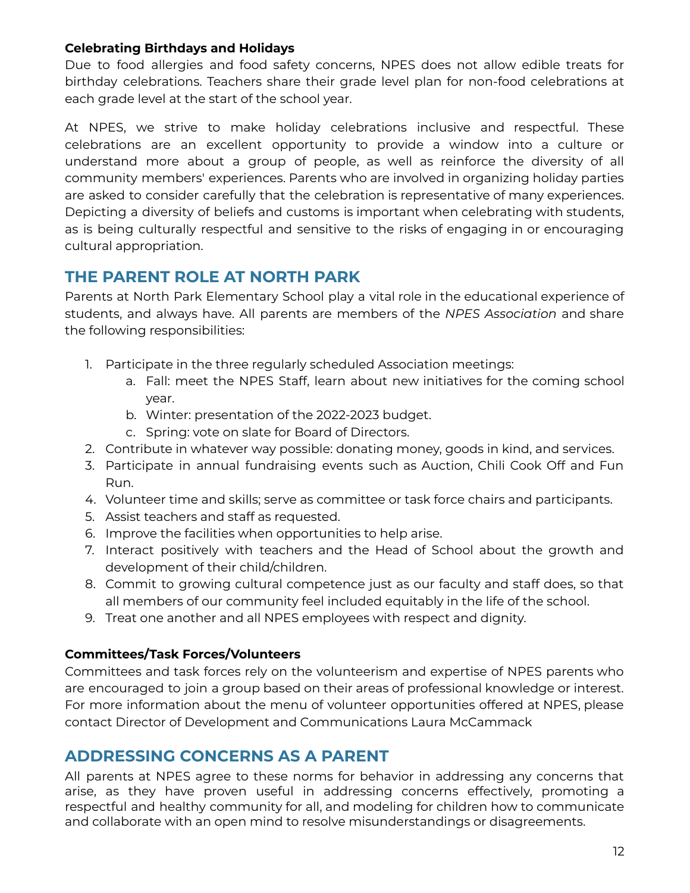### Celebrating Birthdays and Holidays

Due to food allergies and food safety concerns, NPES does not allow edible treats for birthday celebrations. Teachers share their grade level plan for non-food celebrations at each grade level at the start of the school year.

At NPES, we strive to make holiday celebrations inclusive and respectful. These celebrations are an excellent opportunity to provide a window into a culture or understand more about a group of people, as well as reinforce the diversity of all community members' experiences. Parents who are involved in organizing holiday parties are asked to consider carefully that the celebration is representative of many experiences. Depicting a diversity of beliefs and customs is important when celebrating with students, as is being culturally respectful and sensitive to the risks of engaging in or encouraging cultural appropriation.

## THE PARENT ROLE AT NORTH PARK

Parents at North Park Elementary School play a vital role in the educational experience of students, and always have. All parents are members of the *NPES Association* and share the following responsibilities:

1. Participate in the three regularly scheduled Association meetings:
   a. Fall: meet the NPES Staff, learn about new initiatives for the coming school year.
   b. Winter: presentation of the 2022-2023 budget.
   c. Spring: vote on slate for Board of Directors.
2. Contribute in whatever way possible: donating money, goods in kind, and services.
3. Participate in annual fundraising events such as Auction, Chili Cook Off and Fun Run.
4. Volunteer time and skills; serve as committee or task force chairs and participants.
5. Assist teachers and staff as requested.
6. Improve the facilities when opportunities to help arise.
7. Interact positively with teachers and the Head of School about the growth and development of their child/children.
8. Commit to growing cultural competence just as our faculty and staff does, so that all members of our community feel included equitably in the life of the school.
9. Treat one another and all NPES employees with respect and dignity.

### Committees/Task Forces/Volunteers

Committees and task forces rely on the volunteerism and expertise of NPES parents who are encouraged to join a group based on their areas of professional knowledge or interest. For more information about the menu of volunteer opportunities offered at NPES, please contact Director of Development and Communications Laura McCammack

## ADDRESSING CONCERNS AS A PARENT

All parents at NPES agree to these norms for behavior in addressing any concerns that arise, as they have proven useful in addressing concerns effectively, promoting a respectful and healthy community for all, and modeling for children how to communicate and collaborate with an open mind to resolve misunderstandings or disagreements.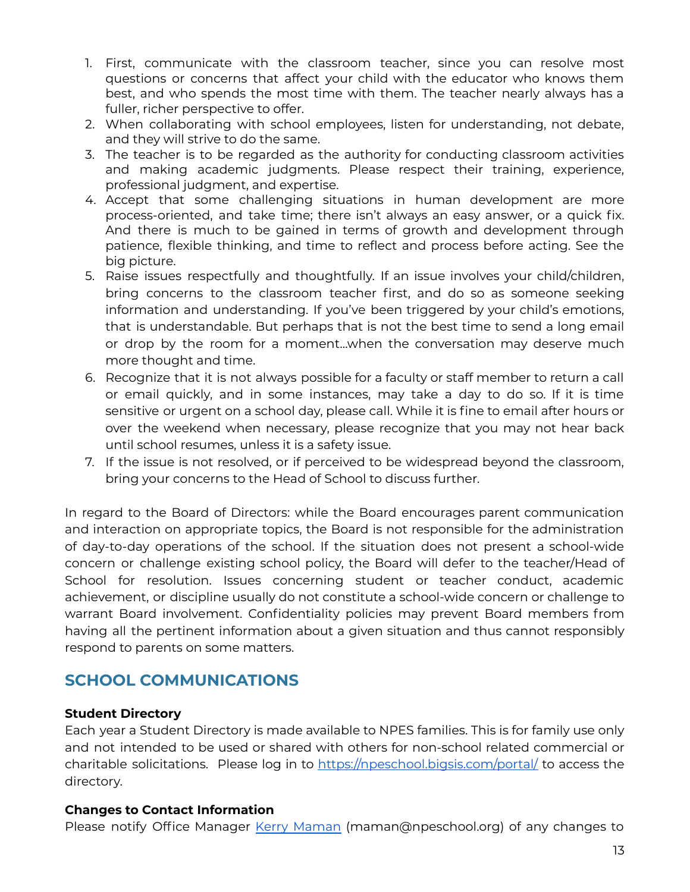1. First, communicate with the classroom teacher, since you can resolve most questions or concerns that affect your child with the educator who knows them best, and who spends the most time with them. The teacher nearly always has a fuller, richer perspective to offer.
2. When collaborating with school employees, listen for understanding, not debate, and they will strive to do the same.
3. The teacher is to be regarded as the authority for conducting classroom activities and making academic judgments. Please respect their training, experience, professional judgment, and expertise.
4. Accept that some challenging situations in human development are more process-oriented, and take time; there isn't always an easy answer, or a quick fix. And there is much to be gained in terms of growth and development through patience, flexible thinking, and time to reflect and process before acting. See the big picture.
5. Raise issues respectfully and thoughtfully. If an issue involves your child/children, bring concerns to the classroom teacher first, and do so as someone seeking information and understanding. If you've been triggered by your child's emotions, that is understandable. But perhaps that is not the best time to send a long email or drop by the room for a moment...when the conversation may deserve much more thought and time.
6. Recognize that it is not always possible for a faculty or staff member to return a call or email quickly, and in some instances, may take a day to do so. If it is time sensitive or urgent on a school day, please call. While it is fine to email after hours or over the weekend when necessary, please recognize that you may not hear back until school resumes, unless it is a safety issue.
7. If the issue is not resolved, or if perceived to be widespread beyond the classroom, bring your concerns to the Head of School to discuss further.

In regard to the Board of Directors: while the Board encourages parent communication and interaction on appropriate topics, the Board is not responsible for the administration of day-to-day operations of the school. If the situation does not present a school-wide concern or challenge existing school policy, the Board will defer to the teacher/Head of School for resolution. Issues concerning student or teacher conduct, academic achievement, or discipline usually do not constitute a school-wide concern or challenge to warrant Board involvement. Confidentiality policies may prevent Board members from having all the pertinent information about a given situation and thus cannot responsibly respond to parents on some matters.

## SCHOOL COMMUNICATIONS

**Student Directory**
Each year a Student Directory is made available to NPES families. This is for family use only and not intended to be used or shared with others for non-school related commercial or charitable solicitations. Please log in to [https://npeschool.bigsis.com/portal/](https://npeschool.bigsis.com/portal/) to access the directory.

**Changes to Contact Information**
Please notify Office Manager [Kerry Maman](mailto:maman@npeschool.org) (maman@npeschool.org) of any changes to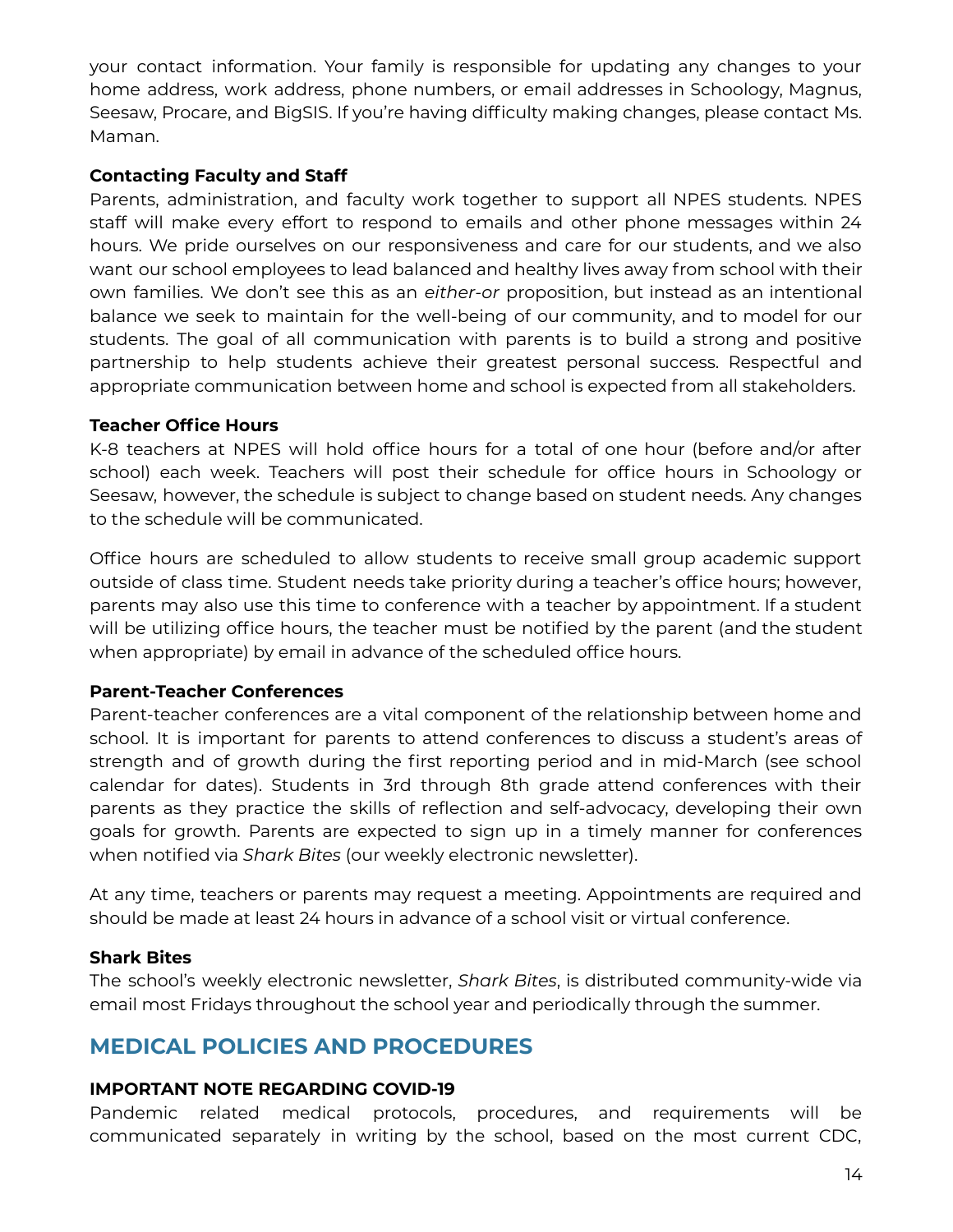your contact information. Your family is responsible for updating any changes to your home address, work address, phone numbers, or email addresses in Schoology, Magnus, Seesaw, Procare, and BigSIS. If you're having difficulty making changes, please contact Ms. Maman.

**Contacting Faculty and Staff**

Parents, administration, and faculty work together to support all NPES students. NPES staff will make every effort to respond to emails and other phone messages within 24 hours. We pride ourselves on our responsiveness and care for our students, and we also want our school employees to lead balanced and healthy lives away from school with their own families. We don't see this as an *either-or* proposition, but instead as an intentional balance we seek to maintain for the well-being of our community, and to model for our students. The goal of all communication with parents is to build a strong and positive partnership to help students achieve their greatest personal success. Respectful and appropriate communication between home and school is expected from all stakeholders.

**Teacher Office Hours**

K-8 teachers at NPES will hold office hours for a total of one hour (before and/or after school) each week. Teachers will post their schedule for office hours in Schoology or Seesaw, however, the schedule is subject to change based on student needs. Any changes to the schedule will be communicated.

Office hours are scheduled to allow students to receive small group academic support outside of class time. Student needs take priority during a teacher's office hours; however, parents may also use this time to conference with a teacher by appointment. If a student will be utilizing office hours, the teacher must be notified by the parent (and the student when appropriate) by email in advance of the scheduled office hours.

**Parent-Teacher Conferences**

Parent-teacher conferences are a vital component of the relationship between home and school. It is important for parents to attend conferences to discuss a student's areas of strength and of growth during the first reporting period and in mid-March (see school calendar for dates). Students in 3rd through 8th grade attend conferences with their parents as they practice the skills of reflection and self-advocacy, developing their own goals for growth. Parents are expected to sign up in a timely manner for conferences when notified via *Shark Bites* (our weekly electronic newsletter).

At any time, teachers or parents may request a meeting. Appointments are required and should be made at least 24 hours in advance of a school visit or virtual conference.

**Shark Bites**

The school's weekly electronic newsletter, *Shark Bites*, is distributed community-wide via email most Fridays throughout the school year and periodically through the summer.

## MEDICAL POLICIES AND PROCEDURES

**IMPORTANT NOTE REGARDING COVID-19**

Pandemic related medical protocols, procedures, and requirements will be communicated separately in writing by the school, based on the most current CDC,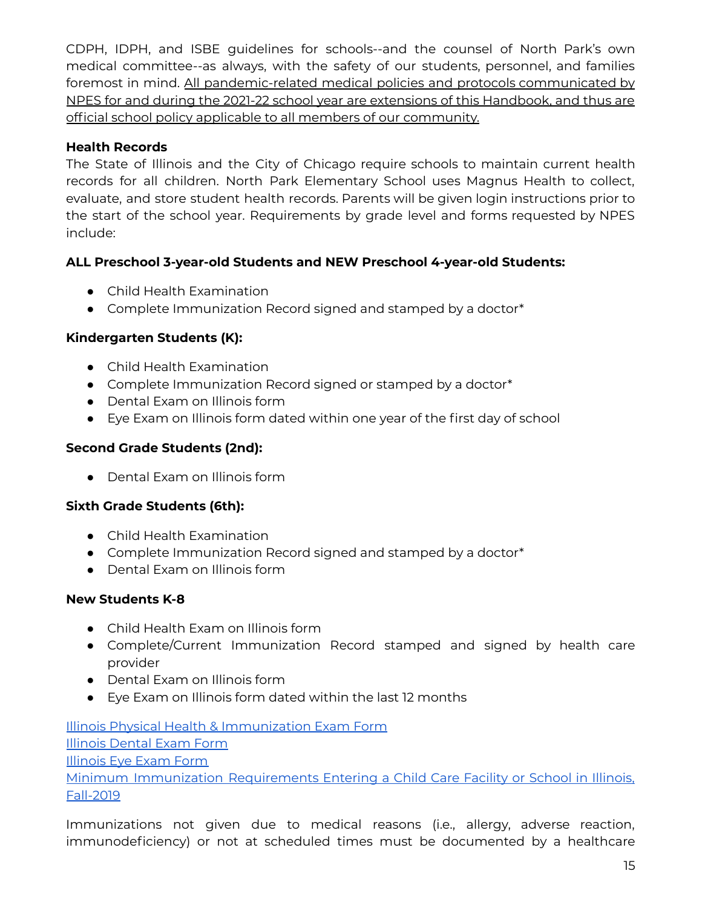CDPH, IDPH, and ISBE guidelines for schools--and the counsel of North Park's own medical committee--as always, with the safety of our students, personnel, and families foremost in mind. <u>All pandemic-related medical policies and protocols communicated by NPES for and during the 2021-22 school year are extensions of this Handbook, and thus are official school policy applicable to all members of our community.</u>

**Health Records**

The State of Illinois and the City of Chicago require schools to maintain current health records for all children. North Park Elementary School uses Magnus Health to collect, evaluate, and store student health records. Parents will be given login instructions prior to the start of the school year. Requirements by grade level and forms requested by NPES include:

**ALL Preschool 3-year-old Students and NEW Preschool 4-year-old Students:**

- Child Health Examination
- Complete Immunization Record signed and stamped by a doctor*

**Kindergarten Students (K):**

- Child Health Examination
- Complete Immunization Record signed or stamped by a doctor*
- Dental Exam on Illinois form
- Eye Exam on Illinois form dated within one year of the first day of school

**Second Grade Students (2nd):**

- Dental Exam on Illinois form

**Sixth Grade Students (6th):**

- Child Health Examination
- Complete Immunization Record signed and stamped by a doctor*
- Dental Exam on Illinois form

**New Students K-8**

- Child Health Exam on Illinois form
- Complete/Current Immunization Record stamped and signed by health care provider
- Dental Exam on Illinois form
- Eye Exam on Illinois form dated within the last 12 months

Illinois Physical Health & Immunization Exam Form
Illinois Dental Exam Form
Illinois Eye Exam Form
Minimum Immunization Requirements Entering a Child Care Facility or School in Illinois, Fall-2019

Immunizations not given due to medical reasons (i.e., allergy, adverse reaction, immunodeficiency) or not at scheduled times must be documented by a healthcare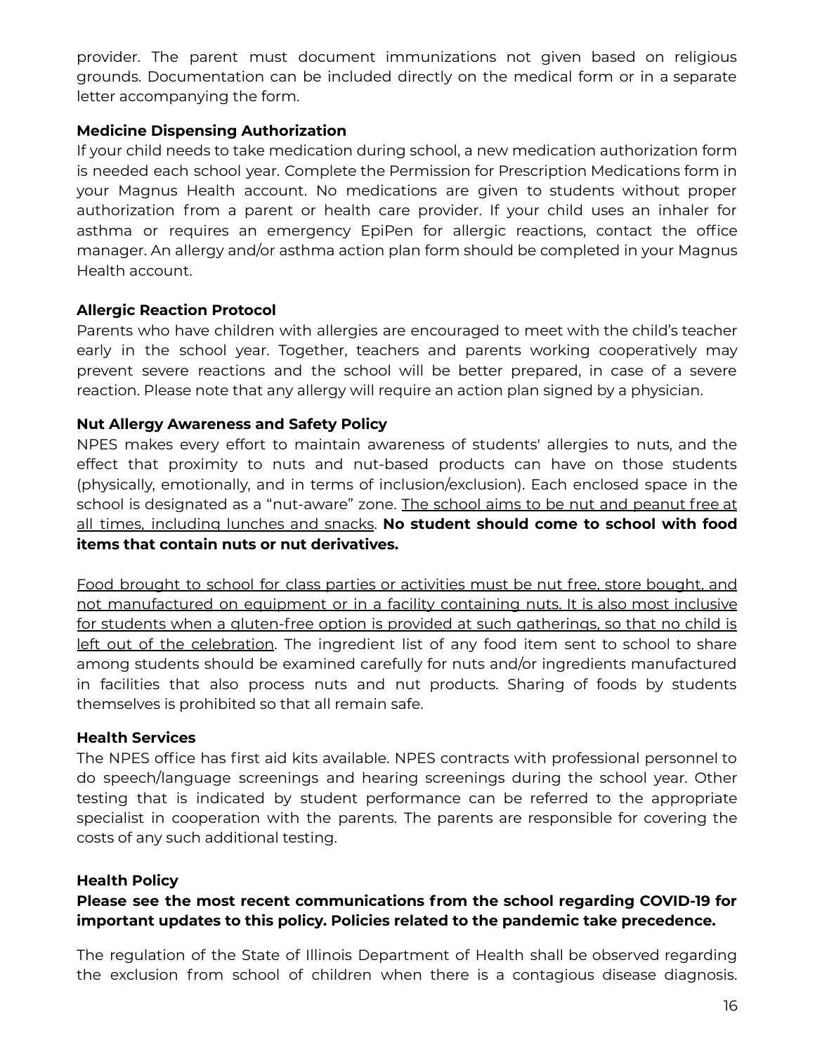provider. The parent must document immunizations not given based on religious grounds. Documentation can be included directly on the medical form or in a separate letter accompanying the form.

**Medicine Dispensing Authorization**

If your child needs to take medication during school, a new medication authorization form is needed each school year. Complete the Permission for Prescription Medications form in your Magnus Health account. No medications are given to students without proper authorization from a parent or health care provider. If your child uses an inhaler for asthma or requires an emergency EpiPen for allergic reactions, contact the office manager. An allergy and/or asthma action plan form should be completed in your Magnus Health account.

**Allergic Reaction Protocol**

Parents who have children with allergies are encouraged to meet with the child's teacher early in the school year. Together, teachers and parents working cooperatively may prevent severe reactions and the school will be better prepared, in case of a severe reaction. Please note that any allergy will require an action plan signed by a physician.

**Nut Allergy Awareness and Safety Policy**

NPES makes every effort to maintain awareness of students' allergies to nuts, and the effect that proximity to nuts and nut-based products can have on those students (physically, emotionally, and in terms of inclusion/exclusion). Each enclosed space in the school is designated as a "nut-aware" zone. <u>The school aims to be nut and peanut free at all times, including lunches and snacks</u>. **No student should come to school with food items that contain nuts or nut derivatives.**

<u>Food brought to school for class parties or activities must be nut free, store bought, and not manufactured on equipment or in a facility containing nuts. It is also most inclusive for students when a gluten-free option is provided at such gatherings, so that no child is left out of the celebration</u>. The ingredient list of any food item sent to school to share among students should be examined carefully for nuts and/or ingredients manufactured in facilities that also process nuts and nut products. Sharing of foods by students themselves is prohibited so that all remain safe.

**Health Services**

The NPES office has first aid kits available. NPES contracts with professional personnel to do speech/language screenings and hearing screenings during the school year. Other testing that is indicated by student performance can be referred to the appropriate specialist in cooperation with the parents. The parents are responsible for covering the costs of any such additional testing.

**Health Policy**

**Please see the most recent communications from the school regarding COVID-19 for important updates to this policy. Policies related to the pandemic take precedence.**

The regulation of the State of Illinois Department of Health shall be observed regarding the exclusion from school of children when there is a contagious disease diagnosis.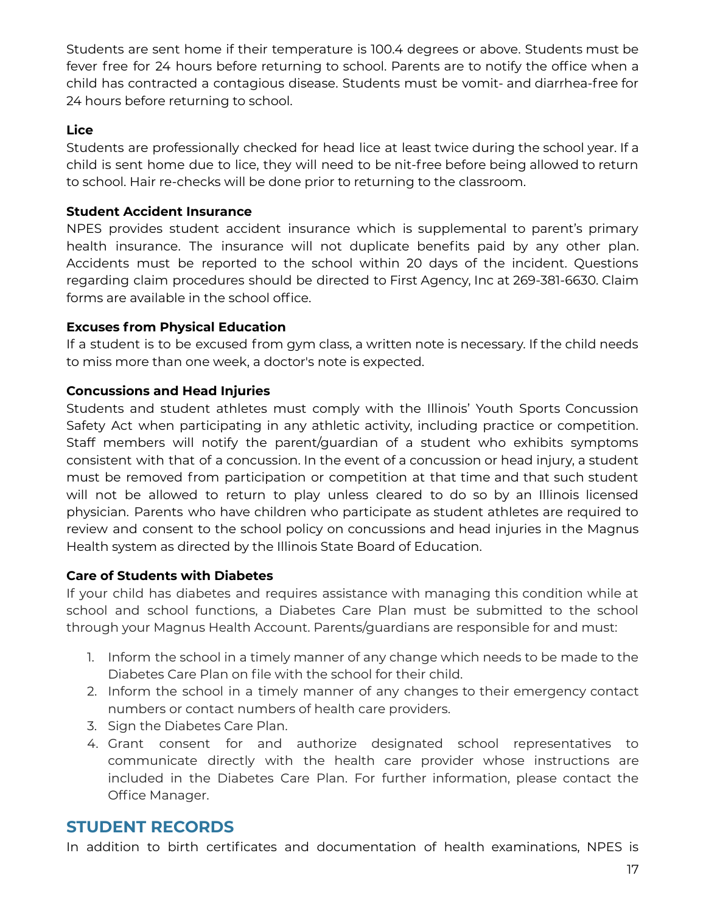Students are sent home if their temperature is 100.4 degrees or above. Students must be fever free for 24 hours before returning to school. Parents are to notify the office when a child has contracted a contagious disease. Students must be vomit- and diarrhea-free for 24 hours before returning to school.

**Lice**

Students are professionally checked for head lice at least twice during the school year. If a child is sent home due to lice, they will need to be nit-free before being allowed to return to school. Hair re-checks will be done prior to returning to the classroom.

**Student Accident Insurance**

NPES provides student accident insurance which is supplemental to parent's primary health insurance. The insurance will not duplicate benefits paid by any other plan. Accidents must be reported to the school within 20 days of the incident. Questions regarding claim procedures should be directed to First Agency, Inc at 269-381-6630. Claim forms are available in the school office.

**Excuses from Physical Education**

If a student is to be excused from gym class, a written note is necessary. If the child needs to miss more than one week, a doctor's note is expected.

**Concussions and Head Injuries**

Students and student athletes must comply with the Illinois' Youth Sports Concussion Safety Act when participating in any athletic activity, including practice or competition. Staff members will notify the parent/guardian of a student who exhibits symptoms consistent with that of a concussion. In the event of a concussion or head injury, a student must be removed from participation or competition at that time and that such student will not be allowed to return to play unless cleared to do so by an Illinois licensed physician. Parents who have children who participate as student athletes are required to review and consent to the school policy on concussions and head injuries in the Magnus Health system as directed by the Illinois State Board of Education.

**Care of Students with Diabetes**

If your child has diabetes and requires assistance with managing this condition while at school and school functions, a Diabetes Care Plan must be submitted to the school through your Magnus Health Account. Parents/guardians are responsible for and must:

1. Inform the school in a timely manner of any change which needs to be made to the Diabetes Care Plan on file with the school for their child.
2. Inform the school in a timely manner of any changes to their emergency contact numbers or contact numbers of health care providers.
3. Sign the Diabetes Care Plan.
4. Grant consent for and authorize designated school representatives to communicate directly with the health care provider whose instructions are included in the Diabetes Care Plan. For further information, please contact the Office Manager.

## STUDENT RECORDS

In addition to birth certificates and documentation of health examinations, NPES is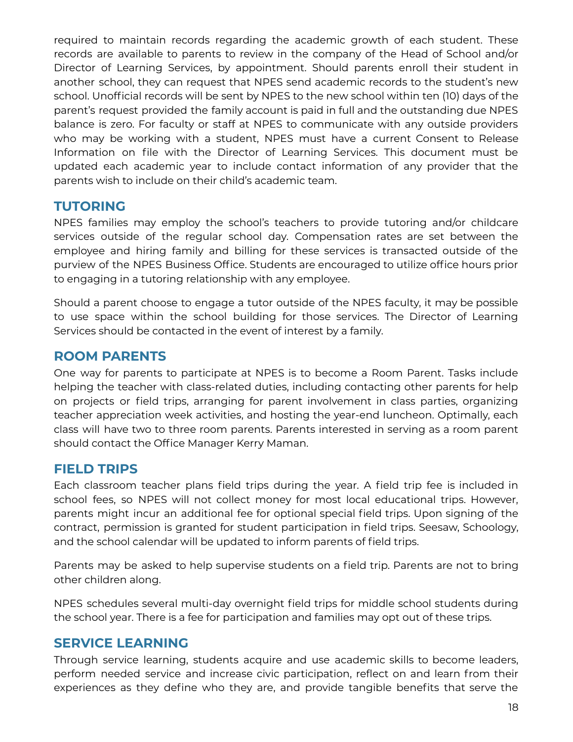required to maintain records regarding the academic growth of each student. These records are available to parents to review in the company of the Head of School and/or Director of Learning Services, by appointment. Should parents enroll their student in another school, they can request that NPES send academic records to the student's new school. Unofficial records will be sent by NPES to the new school within ten (10) days of the parent's request provided the family account is paid in full and the outstanding due NPES balance is zero. For faculty or staff at NPES to communicate with any outside providers who may be working with a student, NPES must have a current Consent to Release Information on file with the Director of Learning Services. This document must be updated each academic year to include contact information of any provider that the parents wish to include on their child's academic team.

## TUTORING

NPES families may employ the school's teachers to provide tutoring and/or childcare services outside of the regular school day. Compensation rates are set between the employee and hiring family and billing for these services is transacted outside of the purview of the NPES Business Office. Students are encouraged to utilize office hours prior to engaging in a tutoring relationship with any employee.

Should a parent choose to engage a tutor outside of the NPES faculty, it may be possible to use space within the school building for those services. The Director of Learning Services should be contacted in the event of interest by a family.

## ROOM PARENTS

One way for parents to participate at NPES is to become a Room Parent. Tasks include helping the teacher with class-related duties, including contacting other parents for help on projects or field trips, arranging for parent involvement in class parties, organizing teacher appreciation week activities, and hosting the year-end luncheon. Optimally, each class will have two to three room parents. Parents interested in serving as a room parent should contact the Office Manager Kerry Maman.

## FIELD TRIPS

Each classroom teacher plans field trips during the year. A field trip fee is included in school fees, so NPES will not collect money for most local educational trips. However, parents might incur an additional fee for optional special field trips. Upon signing of the contract, permission is granted for student participation in field trips. Seesaw, Schoology, and the school calendar will be updated to inform parents of field trips.

Parents may be asked to help supervise students on a field trip. Parents are not to bring other children along.

NPES schedules several multi-day overnight field trips for middle school students during the school year. There is a fee for participation and families may opt out of these trips.

## SERVICE LEARNING

Through service learning, students acquire and use academic skills to become leaders, perform needed service and increase civic participation, reflect on and learn from their experiences as they define who they are, and provide tangible benefits that serve the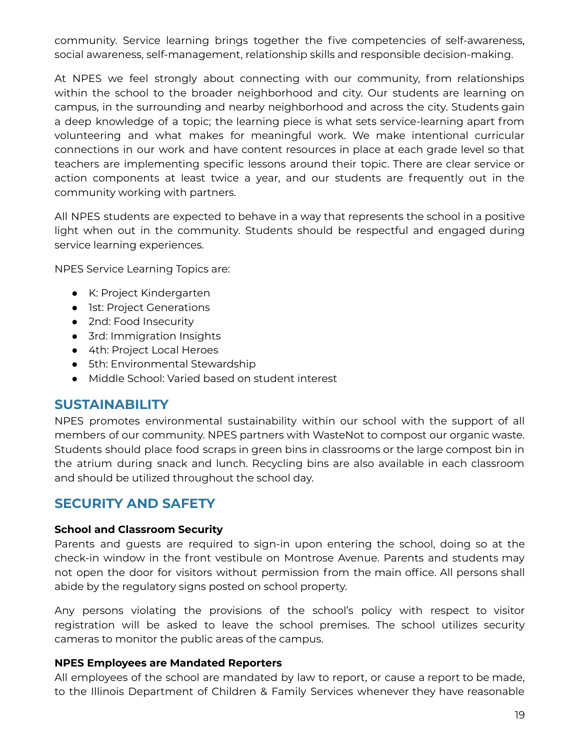community. Service learning brings together the five competencies of self-awareness, social awareness, self-management, relationship skills and responsible decision-making.

At NPES we feel strongly about connecting with our community, from relationships within the school to the broader neighborhood and city. Our students are learning on campus, in the surrounding and nearby neighborhood and across the city. Students gain a deep knowledge of a topic; the learning piece is what sets service-learning apart from volunteering and what makes for meaningful work. We make intentional curricular connections in our work and have content resources in place at each grade level so that teachers are implementing specific lessons around their topic. There are clear service or action components at least twice a year, and our students are frequently out in the community working with partners.

All NPES students are expected to behave in a way that represents the school in a positive light when out in the community. Students should be respectful and engaged during service learning experiences.

NPES Service Learning Topics are:

- K: Project Kindergarten
- 1st: Project Generations
- 2nd: Food Insecurity
- 3rd: Immigration Insights
- 4th: Project Local Heroes
- 5th: Environmental Stewardship
- Middle School: Varied based on student interest

## SUSTAINABILITY

NPES promotes environmental sustainability within our school with the support of all members of our community. NPES partners with WasteNot to compost our organic waste. Students should place food scraps in green bins in classrooms or the large compost bin in the atrium during snack and lunch. Recycling bins are also available in each classroom and should be utilized throughout the school day.

## SECURITY AND SAFETY

**School and Classroom Security**

Parents and guests are required to sign-in upon entering the school, doing so at the check-in window in the front vestibule on Montrose Avenue. Parents and students may not open the door for visitors without permission from the main office. All persons shall abide by the regulatory signs posted on school property.

Any persons violating the provisions of the school's policy with respect to visitor registration will be asked to leave the school premises. The school utilizes security cameras to monitor the public areas of the campus.

**NPES Employees are Mandated Reporters**

All employees of the school are mandated by law to report, or cause a report to be made, to the Illinois Department of Children & Family Services whenever they have reasonable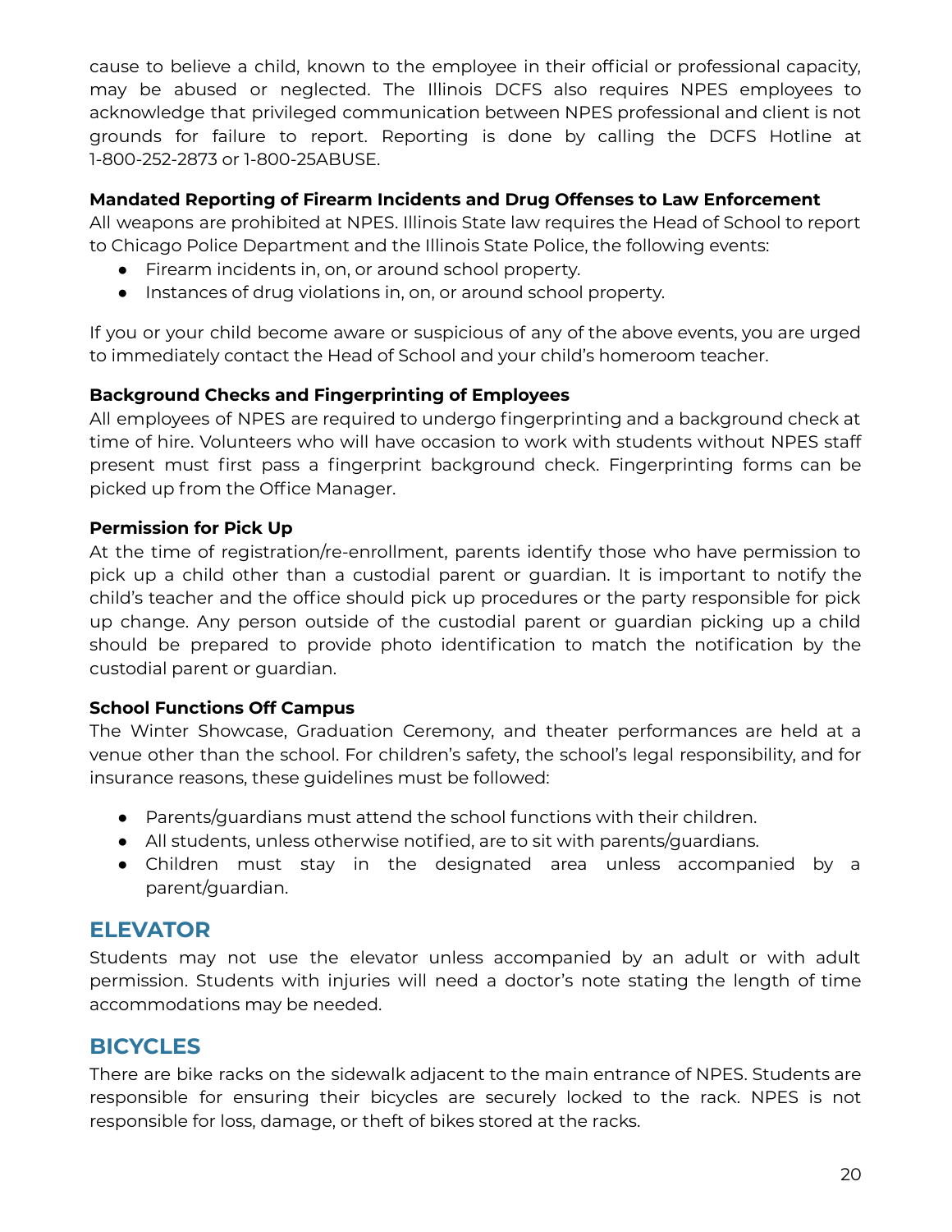cause to believe a child, known to the employee in their official or professional capacity, may be abused or neglected. The Illinois DCFS also requires NPES employees to acknowledge that privileged communication between NPES professional and client is not grounds for failure to report. Reporting is done by calling the DCFS Hotline at 1-800-252-2873 or 1-800-25ABUSE.

**Mandated Reporting of Firearm Incidents and Drug Offenses to Law Enforcement**

All weapons are prohibited at NPES. Illinois State law requires the Head of School to report to Chicago Police Department and the Illinois State Police, the following events:

- Firearm incidents in, on, or around school property.
- Instances of drug violations in, on, or around school property.

If you or your child become aware or suspicious of any of the above events, you are urged to immediately contact the Head of School and your child's homeroom teacher.

**Background Checks and Fingerprinting of Employees**

All employees of NPES are required to undergo fingerprinting and a background check at time of hire. Volunteers who will have occasion to work with students without NPES staff present must first pass a fingerprint background check. Fingerprinting forms can be picked up from the Office Manager.

**Permission for Pick Up**

At the time of registration/re-enrollment, parents identify those who have permission to pick up a child other than a custodial parent or guardian. It is important to notify the child's teacher and the office should pick up procedures or the party responsible for pick up change. Any person outside of the custodial parent or guardian picking up a child should be prepared to provide photo identification to match the notification by the custodial parent or guardian.

**School Functions Off Campus**

The Winter Showcase, Graduation Ceremony, and theater performances are held at a venue other than the school. For children's safety, the school's legal responsibility, and for insurance reasons, these guidelines must be followed:

- Parents/guardians must attend the school functions with their children.
- All students, unless otherwise notified, are to sit with parents/guardians.
- Children must stay in the designated area unless accompanied by a parent/guardian.

## ELEVATOR

Students may not use the elevator unless accompanied by an adult or with adult permission. Students with injuries will need a doctor's note stating the length of time accommodations may be needed.

## BICYCLES

There are bike racks on the sidewalk adjacent to the main entrance of NPES. Students are responsible for ensuring their bicycles are securely locked to the rack. NPES is not responsible for loss, damage, or theft of bikes stored at the racks.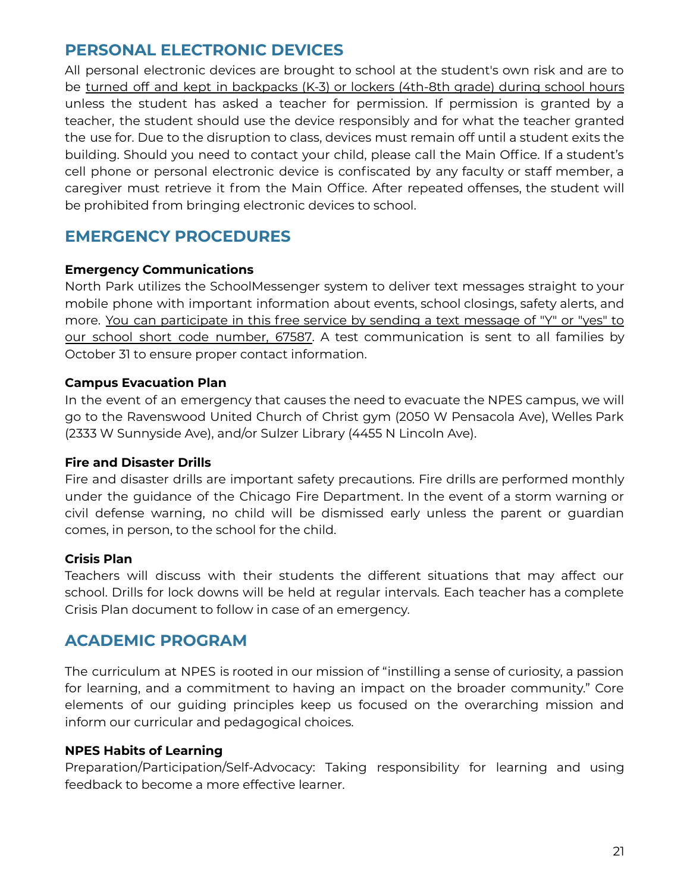## PERSONAL ELECTRONIC DEVICES

All personal electronic devices are brought to school at the student's own risk and are to be turned off and kept in backpacks (K-3) or lockers (4th-8th grade) during school hours unless the student has asked a teacher for permission. If permission is granted by a teacher, the student should use the device responsibly and for what the teacher granted the use for. Due to the disruption to class, devices must remain off until a student exits the building. Should you need to contact your child, please call the Main Office. If a student's cell phone or personal electronic device is confiscated by any faculty or staff member, a caregiver must retrieve it from the Main Office. After repeated offenses, the student will be prohibited from bringing electronic devices to school.

## EMERGENCY PROCEDURES

**Emergency Communications**

North Park utilizes the SchoolMessenger system to deliver text messages straight to your mobile phone with important information about events, school closings, safety alerts, and more. You can participate in this free service by sending a text message of "Y" or "yes" to our school short code number, 67587. A test communication is sent to all families by October 31 to ensure proper contact information.

**Campus Evacuation Plan**

In the event of an emergency that causes the need to evacuate the NPES campus, we will go to the Ravenswood United Church of Christ gym (2050 W Pensacola Ave), Welles Park (2333 W Sunnyside Ave), and/or Sulzer Library (4455 N Lincoln Ave).

**Fire and Disaster Drills**

Fire and disaster drills are important safety precautions. Fire drills are performed monthly under the guidance of the Chicago Fire Department. In the event of a storm warning or civil defense warning, no child will be dismissed early unless the parent or guardian comes, in person, to the school for the child.

**Crisis Plan**

Teachers will discuss with their students the different situations that may affect our school. Drills for lock downs will be held at regular intervals. Each teacher has a complete Crisis Plan document to follow in case of an emergency.

## ACADEMIC PROGRAM

The curriculum at NPES is rooted in our mission of "instilling a sense of curiosity, a passion for learning, and a commitment to having an impact on the broader community." Core elements of our guiding principles keep us focused on the overarching mission and inform our curricular and pedagogical choices.

**NPES Habits of Learning**

Preparation/Participation/Self-Advocacy: Taking responsibility for learning and using feedback to become a more effective learner.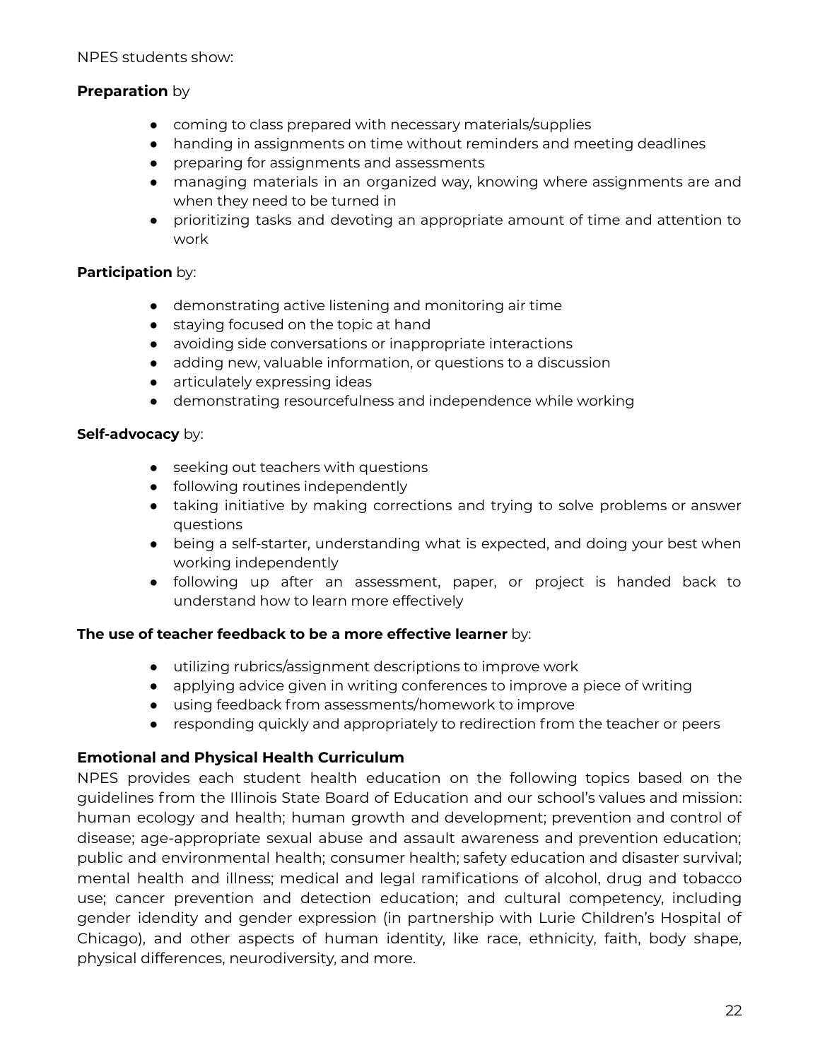NPES students show:

**Preparation** by

- coming to class prepared with necessary materials/supplies
- handing in assignments on time without reminders and meeting deadlines
- preparing for assignments and assessments
- managing materials in an organized way, knowing where assignments are and when they need to be turned in
- prioritizing tasks and devoting an appropriate amount of time and attention to work

**Participation** by:

- demonstrating active listening and monitoring air time
- staying focused on the topic at hand
- avoiding side conversations or inappropriate interactions
- adding new, valuable information, or questions to a discussion
- articulately expressing ideas
- demonstrating resourcefulness and independence while working

**Self-advocacy** by:

- seeking out teachers with questions
- following routines independently
- taking initiative by making corrections and trying to solve problems or answer questions
- being a self-starter, understanding what is expected, and doing your best when working independently
- following up after an assessment, paper, or project is handed back to understand how to learn more effectively

**The use of teacher feedback to be a more effective learner** by:

- utilizing rubrics/assignment descriptions to improve work
- applying advice given in writing conferences to improve a piece of writing
- using feedback from assessments/homework to improve
- responding quickly and appropriately to redirection from the teacher or peers

### Emotional and Physical Health Curriculum

NPES provides each student health education on the following topics based on the guidelines from the Illinois State Board of Education and our school's values and mission: human ecology and health; human growth and development; prevention and control of disease; age-appropriate sexual abuse and assault awareness and prevention education; public and environmental health; consumer health; safety education and disaster survival; mental health and illness; medical and legal ramifications of alcohol, drug and tobacco use; cancer prevention and detection education; and cultural competency, including gender idendity and gender expression (in partnership with Lurie Children's Hospital of Chicago), and other aspects of human identity, like race, ethnicity, faith, body shape, physical differences, neurodiversity, and more.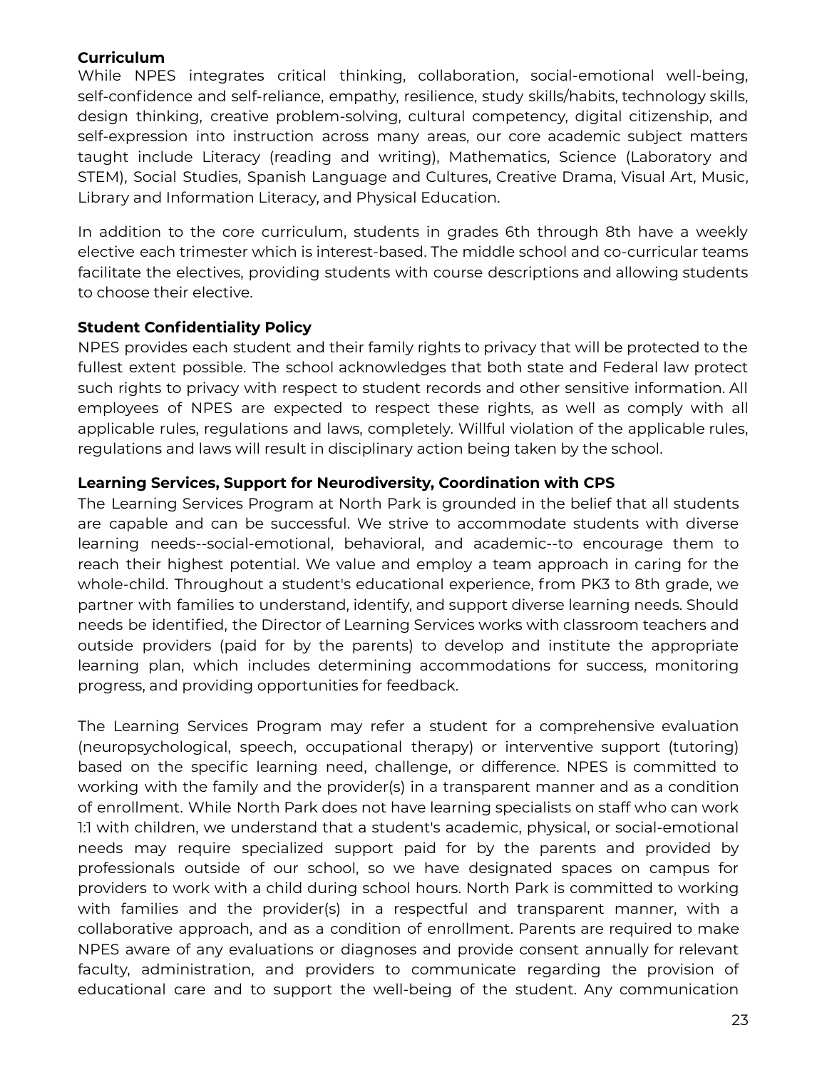**Curriculum**

While NPES integrates critical thinking, collaboration, social-emotional well-being, self-confidence and self-reliance, empathy, resilience, study skills/habits, technology skills, design thinking, creative problem-solving, cultural competency, digital citizenship, and self-expression into instruction across many areas, our core academic subject matters taught include Literacy (reading and writing), Mathematics, Science (Laboratory and STEM), Social Studies, Spanish Language and Cultures, Creative Drama, Visual Art, Music, Library and Information Literacy, and Physical Education.

In addition to the core curriculum, students in grades 6th through 8th have a weekly elective each trimester which is interest-based. The middle school and co-curricular teams facilitate the electives, providing students with course descriptions and allowing students to choose their elective.

**Student Confidentiality Policy**

NPES provides each student and their family rights to privacy that will be protected to the fullest extent possible. The school acknowledges that both state and Federal law protect such rights to privacy with respect to student records and other sensitive information. All employees of NPES are expected to respect these rights, as well as comply with all applicable rules, regulations and laws, completely. Willful violation of the applicable rules, regulations and laws will result in disciplinary action being taken by the school.

**Learning Services, Support for Neurodiversity, Coordination with CPS**

The Learning Services Program at North Park is grounded in the belief that all students are capable and can be successful. We strive to accommodate students with diverse learning needs--social-emotional, behavioral, and academic--to encourage them to reach their highest potential. We value and employ a team approach in caring for the whole-child. Throughout a student's educational experience, from PK3 to 8th grade, we partner with families to understand, identify, and support diverse learning needs. Should needs be identified, the Director of Learning Services works with classroom teachers and outside providers (paid for by the parents) to develop and institute the appropriate learning plan, which includes determining accommodations for success, monitoring progress, and providing opportunities for feedback.

The Learning Services Program may refer a student for a comprehensive evaluation (neuropsychological, speech, occupational therapy) or interventive support (tutoring) based on the specific learning need, challenge, or difference. NPES is committed to working with the family and the provider(s) in a transparent manner and as a condition of enrollment. While North Park does not have learning specialists on staff who can work 1:1 with children, we understand that a student's academic, physical, or social-emotional needs may require specialized support paid for by the parents and provided by professionals outside of our school, so we have designated spaces on campus for providers to work with a child during school hours. North Park is committed to working with families and the provider(s) in a respectful and transparent manner, with a collaborative approach, and as a condition of enrollment. Parents are required to make NPES aware of any evaluations or diagnoses and provide consent annually for relevant faculty, administration, and providers to communicate regarding the provision of educational care and to support the well-being of the student. Any communication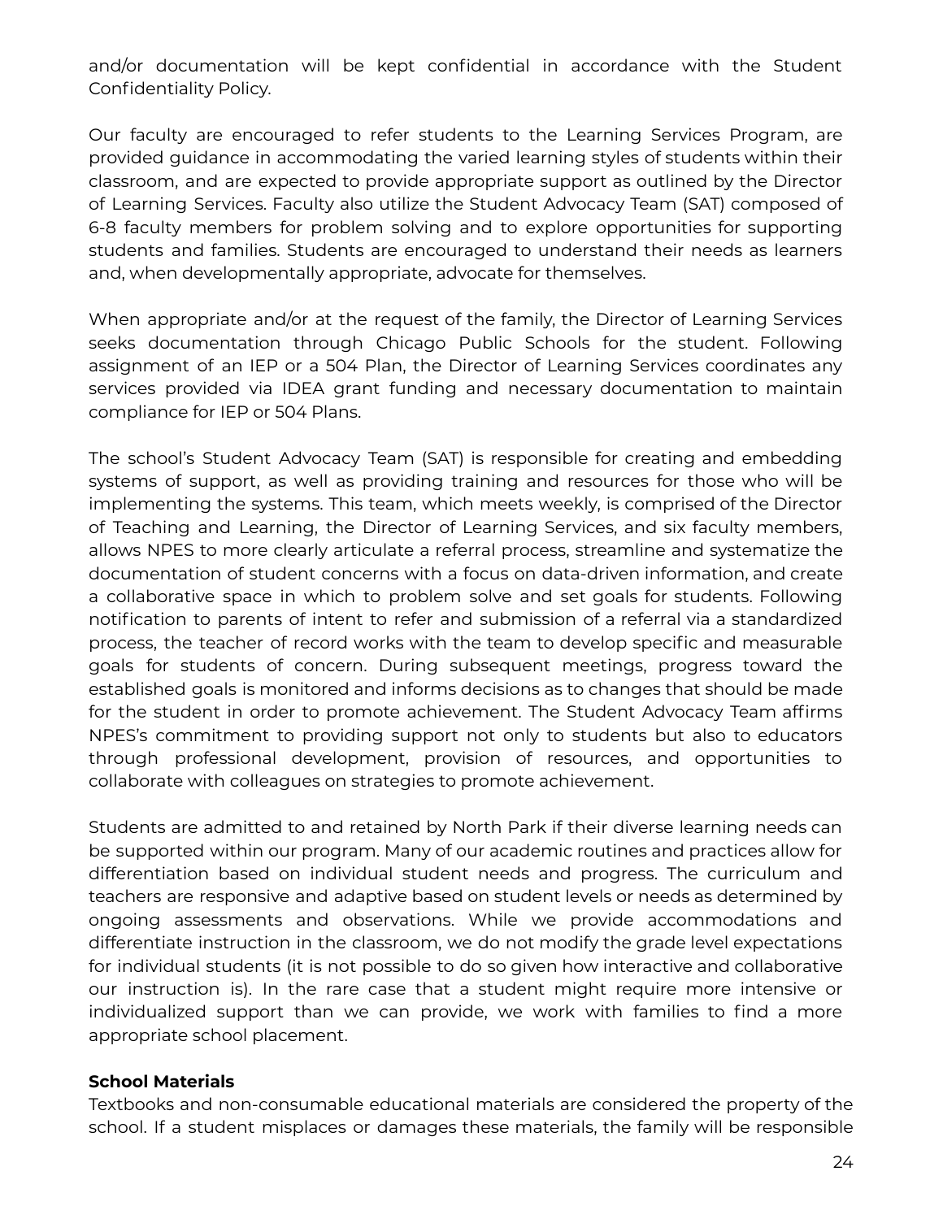and/or documentation will be kept confidential in accordance with the Student Confidentiality Policy.

Our faculty are encouraged to refer students to the Learning Services Program, are provided guidance in accommodating the varied learning styles of students within their classroom, and are expected to provide appropriate support as outlined by the Director of Learning Services. Faculty also utilize the Student Advocacy Team (SAT) composed of 6-8 faculty members for problem solving and to explore opportunities for supporting students and families. Students are encouraged to understand their needs as learners and, when developmentally appropriate, advocate for themselves.

When appropriate and/or at the request of the family, the Director of Learning Services seeks documentation through Chicago Public Schools for the student. Following assignment of an IEP or a 504 Plan, the Director of Learning Services coordinates any services provided via IDEA grant funding and necessary documentation to maintain compliance for IEP or 504 Plans.

The school's Student Advocacy Team (SAT) is responsible for creating and embedding systems of support, as well as providing training and resources for those who will be implementing the systems. This team, which meets weekly, is comprised of the Director of Teaching and Learning, the Director of Learning Services, and six faculty members, allows NPES to more clearly articulate a referral process, streamline and systematize the documentation of student concerns with a focus on data-driven information, and create a collaborative space in which to problem solve and set goals for students. Following notification to parents of intent to refer and submission of a referral via a standardized process, the teacher of record works with the team to develop specific and measurable goals for students of concern. During subsequent meetings, progress toward the established goals is monitored and informs decisions as to changes that should be made for the student in order to promote achievement. The Student Advocacy Team affirms NPES's commitment to providing support not only to students but also to educators through professional development, provision of resources, and opportunities to collaborate with colleagues on strategies to promote achievement.

Students are admitted to and retained by North Park if their diverse learning needs can be supported within our program. Many of our academic routines and practices allow for differentiation based on individual student needs and progress. The curriculum and teachers are responsive and adaptive based on student levels or needs as determined by ongoing assessments and observations. While we provide accommodations and differentiate instruction in the classroom, we do not modify the grade level expectations for individual students (it is not possible to do so given how interactive and collaborative our instruction is). In the rare case that a student might require more intensive or individualized support than we can provide, we work with families to find a more appropriate school placement.

**School Materials**

Textbooks and non-consumable educational materials are considered the property of the school. If a student misplaces or damages these materials, the family will be responsible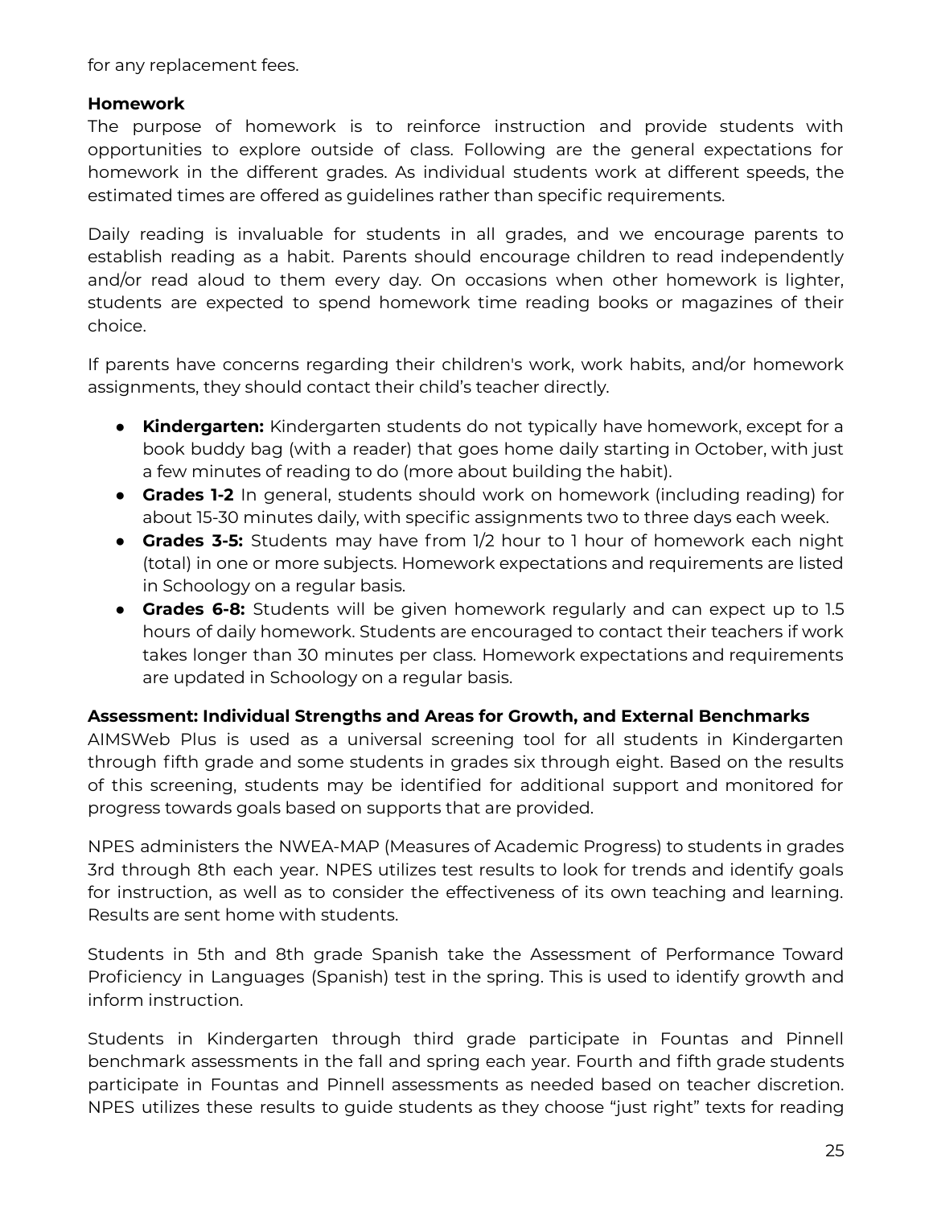for any replacement fees.

**Homework**

The purpose of homework is to reinforce instruction and provide students with opportunities to explore outside of class. Following are the general expectations for homework in the different grades. As individual students work at different speeds, the estimated times are offered as guidelines rather than specific requirements.

Daily reading is invaluable for students in all grades, and we encourage parents to establish reading as a habit. Parents should encourage children to read independently and/or read aloud to them every day. On occasions when other homework is lighter, students are expected to spend homework time reading books or magazines of their choice.

If parents have concerns regarding their children's work, work habits, and/or homework assignments, they should contact their child's teacher directly.

- **Kindergarten:** Kindergarten students do not typically have homework, except for a book buddy bag (with a reader) that goes home daily starting in October, with just a few minutes of reading to do (more about building the habit).
- **Grades 1-2** In general, students should work on homework (including reading) for about 15-30 minutes daily, with specific assignments two to three days each week.
- **Grades 3-5:** Students may have from 1/2 hour to 1 hour of homework each night (total) in one or more subjects. Homework expectations and requirements are listed in Schoology on a regular basis.
- **Grades 6-8:** Students will be given homework regularly and can expect up to 1.5 hours of daily homework. Students are encouraged to contact their teachers if work takes longer than 30 minutes per class. Homework expectations and requirements are updated in Schoology on a regular basis.

**Assessment: Individual Strengths and Areas for Growth, and External Benchmarks**

AIMSWeb Plus is used as a universal screening tool for all students in Kindergarten through fifth grade and some students in grades six through eight. Based on the results of this screening, students may be identified for additional support and monitored for progress towards goals based on supports that are provided.

NPES administers the NWEA-MAP (Measures of Academic Progress) to students in grades 3rd through 8th each year. NPES utilizes test results to look for trends and identify goals for instruction, as well as to consider the effectiveness of its own teaching and learning. Results are sent home with students.

Students in 5th and 8th grade Spanish take the Assessment of Performance Toward Proficiency in Languages (Spanish) test in the spring. This is used to identify growth and inform instruction.

Students in Kindergarten through third grade participate in Fountas and Pinnell benchmark assessments in the fall and spring each year. Fourth and fifth grade students participate in Fountas and Pinnell assessments as needed based on teacher discretion. NPES utilizes these results to guide students as they choose "just right" texts for reading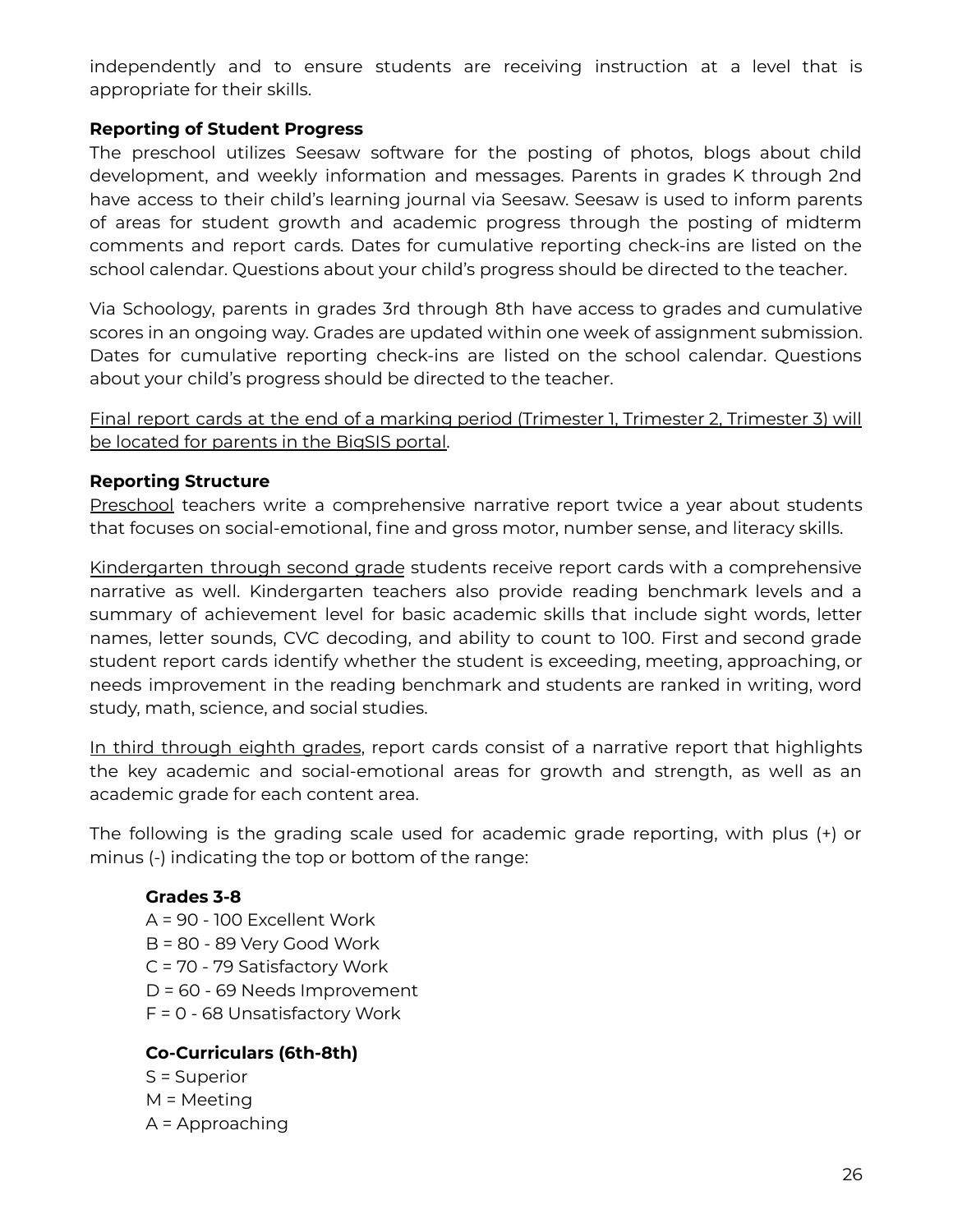independently and to ensure students are receiving instruction at a level that is appropriate for their skills.

**Reporting of Student Progress**

The preschool utilizes Seesaw software for the posting of photos, blogs about child development, and weekly information and messages. Parents in grades K through 2nd have access to their child's learning journal via Seesaw. Seesaw is used to inform parents of areas for student growth and academic progress through the posting of midterm comments and report cards. Dates for cumulative reporting check-ins are listed on the school calendar. Questions about your child's progress should be directed to the teacher.

Via Schoology, parents in grades 3rd through 8th have access to grades and cumulative scores in an ongoing way. Grades are updated within one week of assignment submission. Dates for cumulative reporting check-ins are listed on the school calendar. Questions about your child's progress should be directed to the teacher.

<u>Final report cards at the end of a marking period (Trimester 1, Trimester 2, Trimester 3) will be located for parents in the BigSIS portal</u>.

**Reporting Structure**

<u>Preschool</u> teachers write a comprehensive narrative report twice a year about students that focuses on social-emotional, fine and gross motor, number sense, and literacy skills.

<u>Kindergarten through second grade</u> students receive report cards with a comprehensive narrative as well. Kindergarten teachers also provide reading benchmark levels and a summary of achievement level for basic academic skills that include sight words, letter names, letter sounds, CVC decoding, and ability to count to 100. First and second grade student report cards identify whether the student is exceeding, meeting, approaching, or needs improvement in the reading benchmark and students are ranked in writing, word study, math, science, and social studies.

<u>In third through eighth grades</u>, report cards consist of a narrative report that highlights the key academic and social-emotional areas for growth and strength, as well as an academic grade for each content area.

The following is the grading scale used for academic grade reporting, with plus (+) or minus (-) indicating the top or bottom of the range:

**Grades 3-8**

A = 90 - 100 Excellent Work
B = 80 - 89 Very Good Work
C = 70 - 79 Satisfactory Work
D = 60 - 69 Needs Improvement
F = 0 - 68 Unsatisfactory Work

**Co-Curriculars (6th-8th)**

S = Superior
M = Meeting
A = Approaching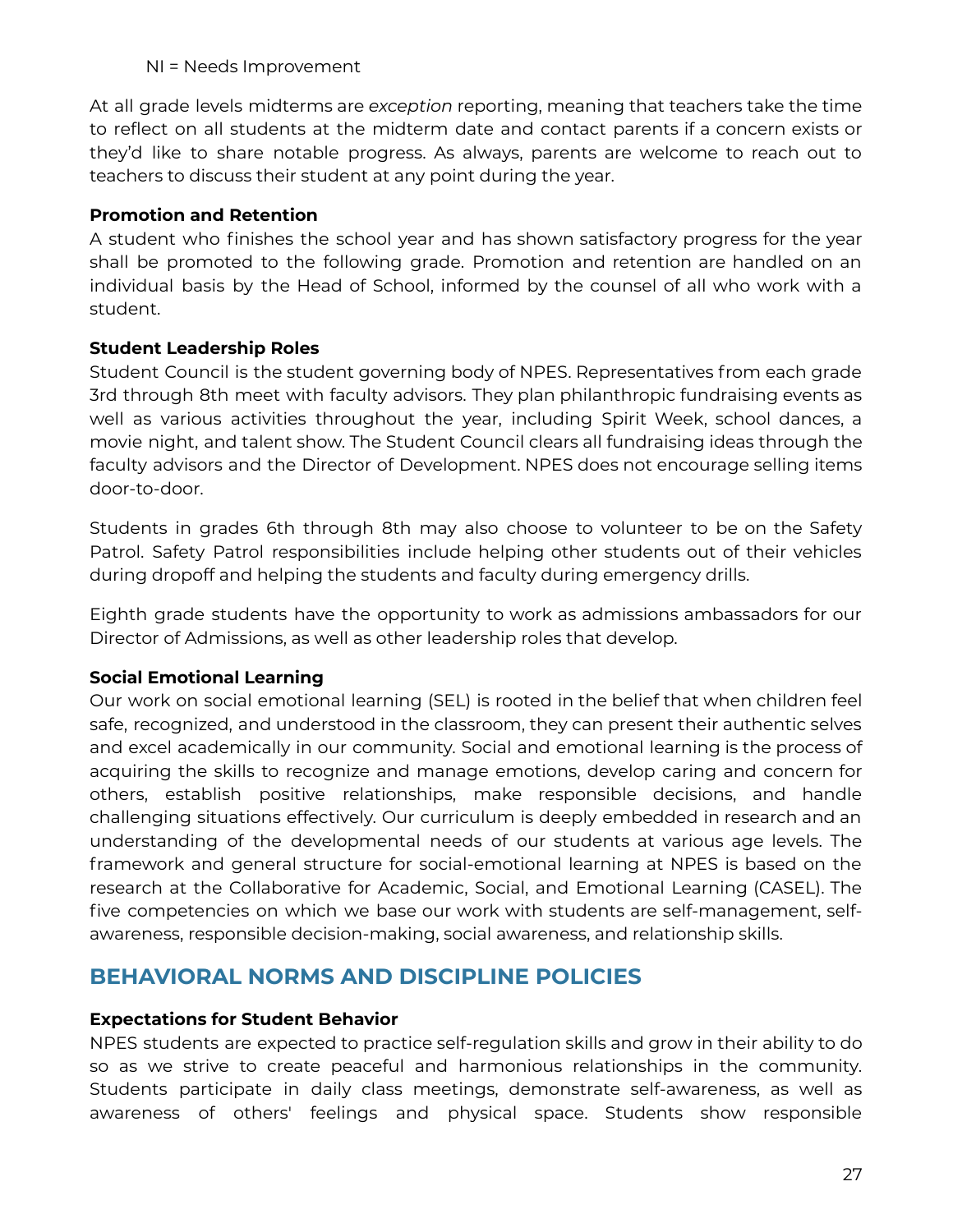NI = Needs Improvement

At all grade levels midterms are *exception* reporting, meaning that teachers take the time to reflect on all students at the midterm date and contact parents if a concern exists or they'd like to share notable progress. As always, parents are welcome to reach out to teachers to discuss their student at any point during the year.

**Promotion and Retention**

A student who finishes the school year and has shown satisfactory progress for the year shall be promoted to the following grade. Promotion and retention are handled on an individual basis by the Head of School, informed by the counsel of all who work with a student.

**Student Leadership Roles**

Student Council is the student governing body of NPES. Representatives from each grade 3rd through 8th meet with faculty advisors. They plan philanthropic fundraising events as well as various activities throughout the year, including Spirit Week, school dances, a movie night, and talent show. The Student Council clears all fundraising ideas through the faculty advisors and the Director of Development. NPES does not encourage selling items door-to-door.

Students in grades 6th through 8th may also choose to volunteer to be on the Safety Patrol. Safety Patrol responsibilities include helping other students out of their vehicles during dropoff and helping the students and faculty during emergency drills.

Eighth grade students have the opportunity to work as admissions ambassadors for our Director of Admissions, as well as other leadership roles that develop.

**Social Emotional Learning**

Our work on social emotional learning (SEL) is rooted in the belief that when children feel safe, recognized, and understood in the classroom, they can present their authentic selves and excel academically in our community. Social and emotional learning is the process of acquiring the skills to recognize and manage emotions, develop caring and concern for others, establish positive relationships, make responsible decisions, and handle challenging situations effectively. Our curriculum is deeply embedded in research and an understanding of the developmental needs of our students at various age levels. The framework and general structure for social-emotional learning at NPES is based on the research at the Collaborative for Academic, Social, and Emotional Learning (CASEL). The five competencies on which we base our work with students are self-management, self-awareness, responsible decision-making, social awareness, and relationship skills.

## BEHAVIORAL NORMS AND DISCIPLINE POLICIES

**Expectations for Student Behavior**

NPES students are expected to practice self-regulation skills and grow in their ability to do so as we strive to create peaceful and harmonious relationships in the community. Students participate in daily class meetings, demonstrate self-awareness, as well as awareness of others' feelings and physical space. Students show responsible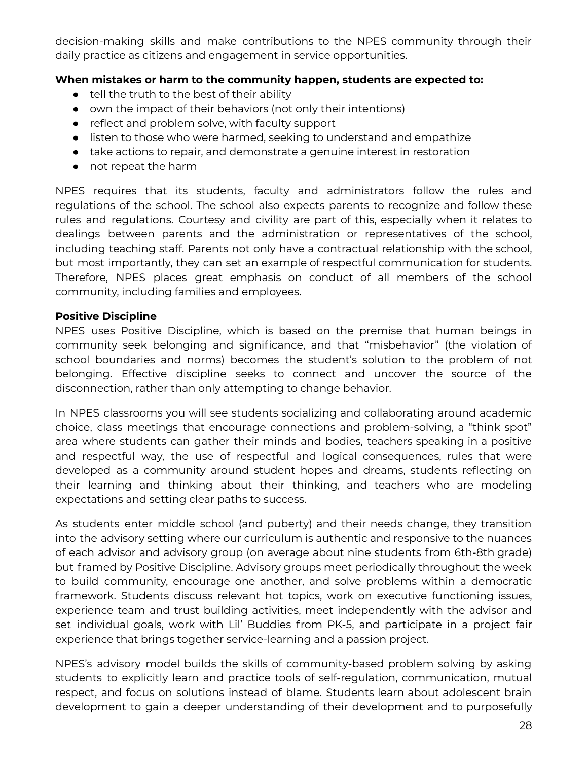decision-making skills and make contributions to the NPES community through their daily practice as citizens and engagement in service opportunities.

**When mistakes or harm to the community happen, students are expected to:**

- tell the truth to the best of their ability
- own the impact of their behaviors (not only their intentions)
- reflect and problem solve, with faculty support
- listen to those who were harmed, seeking to understand and empathize
- take actions to repair, and demonstrate a genuine interest in restoration
- not repeat the harm

NPES requires that its students, faculty and administrators follow the rules and regulations of the school. The school also expects parents to recognize and follow these rules and regulations. Courtesy and civility are part of this, especially when it relates to dealings between parents and the administration or representatives of the school, including teaching staff. Parents not only have a contractual relationship with the school, but most importantly, they can set an example of respectful communication for students. Therefore, NPES places great emphasis on conduct of all members of the school community, including families and employees.

**Positive Discipline**

NPES uses Positive Discipline, which is based on the premise that human beings in community seek belonging and significance, and that "misbehavior" (the violation of school boundaries and norms) becomes the student's solution to the problem of not belonging. Effective discipline seeks to connect and uncover the source of the disconnection, rather than only attempting to change behavior.

In NPES classrooms you will see students socializing and collaborating around academic choice, class meetings that encourage connections and problem-solving, a "think spot" area where students can gather their minds and bodies, teachers speaking in a positive and respectful way, the use of respectful and logical consequences, rules that were developed as a community around student hopes and dreams, students reflecting on their learning and thinking about their thinking, and teachers who are modeling expectations and setting clear paths to success.

As students enter middle school (and puberty) and their needs change, they transition into the advisory setting where our curriculum is authentic and responsive to the nuances of each advisor and advisory group (on average about nine students from 6th-8th grade) but framed by Positive Discipline. Advisory groups meet periodically throughout the week to build community, encourage one another, and solve problems within a democratic framework. Students discuss relevant hot topics, work on executive functioning issues, experience team and trust building activities, meet independently with the advisor and set individual goals, work with Lil' Buddies from PK-5, and participate in a project fair experience that brings together service-learning and a passion project.

NPES's advisory model builds the skills of community-based problem solving by asking students to explicitly learn and practice tools of self-regulation, communication, mutual respect, and focus on solutions instead of blame. Students learn about adolescent brain development to gain a deeper understanding of their development and to purposefully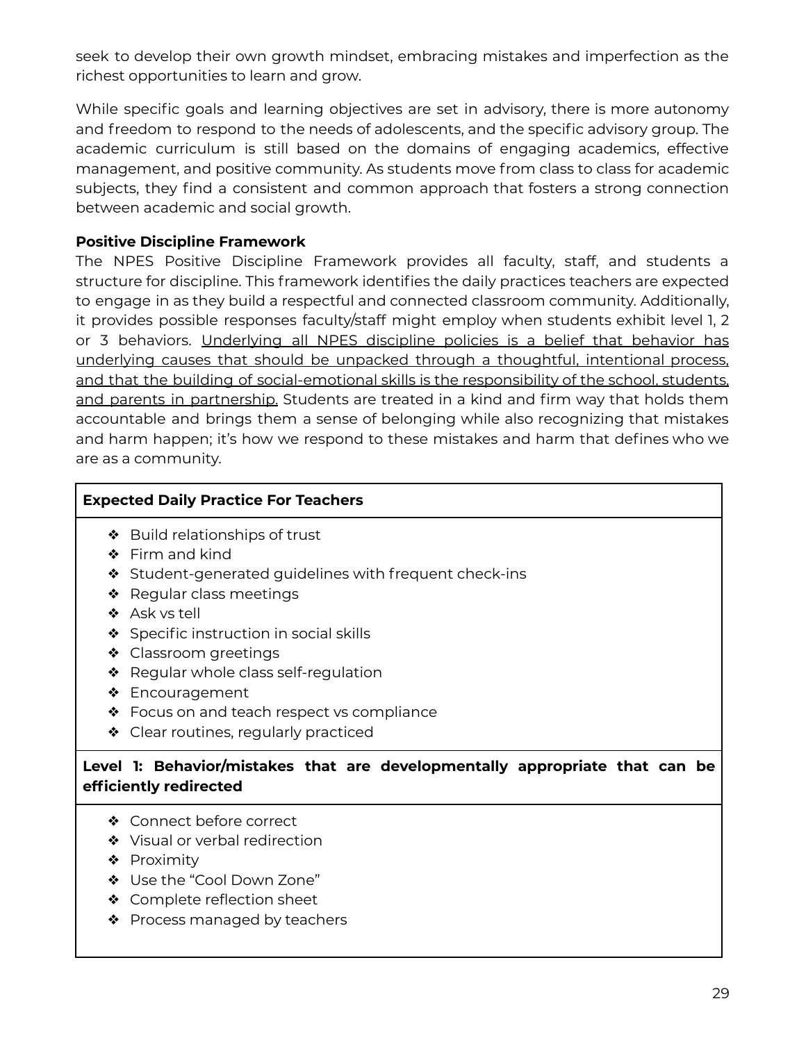seek to develop their own growth mindset, embracing mistakes and imperfection as the richest opportunities to learn and grow.

While specific goals and learning objectives are set in advisory, there is more autonomy and freedom to respond to the needs of adolescents, and the specific advisory group. The academic curriculum is still based on the domains of engaging academics, effective management, and positive community. As students move from class to class for academic subjects, they find a consistent and common approach that fosters a strong connection between academic and social growth.

**Positive Discipline Framework**

The NPES Positive Discipline Framework provides all faculty, staff, and students a structure for discipline. This framework identifies the daily practices teachers are expected to engage in as they build a respectful and connected classroom community. Additionally, it provides possible responses faculty/staff might employ when students exhibit level 1, 2 or 3 behaviors. <u>Underlying all NPES discipline policies is a belief that behavior has underlying causes that should be unpacked through a thoughtful, intentional process, and that the building of social-emotional skills is the responsibility of the school, students, and parents in partnership.</u> Students are treated in a kind and firm way that holds them accountable and brings them a sense of belonging while also recognizing that mistakes and harm happen; it's how we respond to these mistakes and harm that defines who we are as a community.

| **Expected Daily Practice For Teachers** |
|---|
| ❖ Build relationships of trust<br>❖ Firm and kind<br>❖ Student-generated guidelines with frequent check-ins<br>❖ Regular class meetings<br>❖ Ask vs tell<br>❖ Specific instruction in social skills<br>❖ Classroom greetings<br>❖ Regular whole class self-regulation<br>❖ Encouragement<br>❖ Focus on and teach respect vs compliance<br>❖ Clear routines, regularly practiced |
| **Level 1: Behavior/mistakes that are developmentally appropriate that can be efficiently redirected** |
| ❖ Connect before correct<br>❖ Visual or verbal redirection<br>❖ Proximity<br>❖ Use the "Cool Down Zone"<br>❖ Complete reflection sheet<br>❖ Process managed by teachers |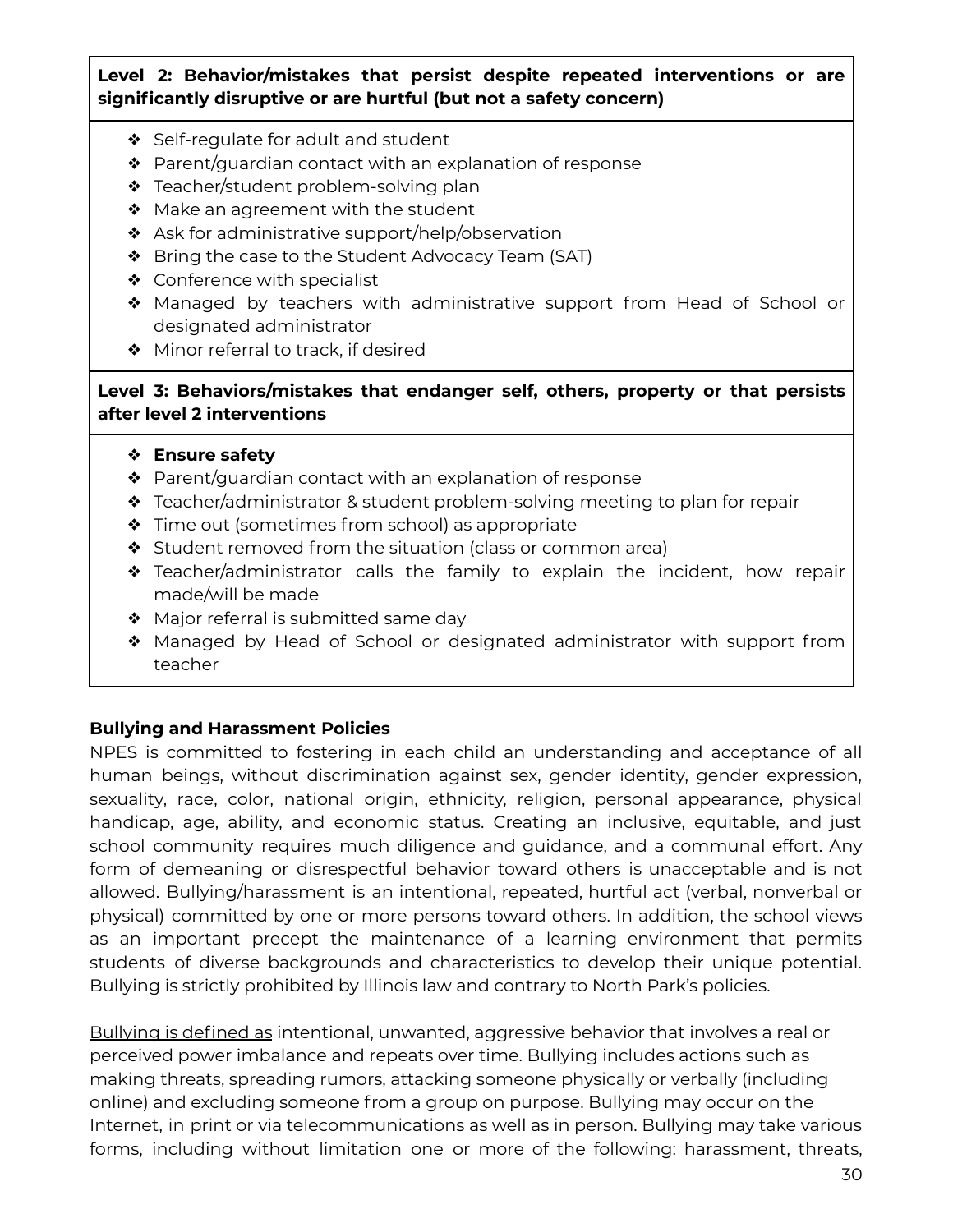**Level 2: Behavior/mistakes that persist despite repeated interventions or are significantly disruptive or are hurtful (but not a safety concern)**

- Self-regulate for adult and student
- Parent/guardian contact with an explanation of response
- Teacher/student problem-solving plan
- Make an agreement with the student
- Ask for administrative support/help/observation
- Bring the case to the Student Advocacy Team (SAT)
- Conference with specialist
- Managed by teachers with administrative support from Head of School or designated administrator
- Minor referral to track, if desired

**Level 3: Behaviors/mistakes that endanger self, others, property or that persists after level 2 interventions**

- **Ensure safety**
- Parent/guardian contact with an explanation of response
- Teacher/administrator & student problem-solving meeting to plan for repair
- Time out (sometimes from school) as appropriate
- Student removed from the situation (class or common area)
- Teacher/administrator calls the family to explain the incident, how repair made/will be made
- Major referral is submitted same day
- Managed by Head of School or designated administrator with support from teacher

**Bullying and Harassment Policies**

NPES is committed to fostering in each child an understanding and acceptance of all human beings, without discrimination against sex, gender identity, gender expression, sexuality, race, color, national origin, ethnicity, religion, personal appearance, physical handicap, age, ability, and economic status. Creating an inclusive, equitable, and just school community requires much diligence and guidance, and a communal effort. Any form of demeaning or disrespectful behavior toward others is unacceptable and is not allowed. Bullying/harassment is an intentional, repeated, hurtful act (verbal, nonverbal or physical) committed by one or more persons toward others. In addition, the school views as an important precept the maintenance of a learning environment that permits students of diverse backgrounds and characteristics to develop their unique potential. Bullying is strictly prohibited by Illinois law and contrary to North Park's policies.

Bullying is defined as intentional, unwanted, aggressive behavior that involves a real or perceived power imbalance and repeats over time. Bullying includes actions such as making threats, spreading rumors, attacking someone physically or verbally (including online) and excluding someone from a group on purpose. Bullying may occur on the Internet, in print or via telecommunications as well as in person. Bullying may take various forms, including without limitation one or more of the following: harassment, threats,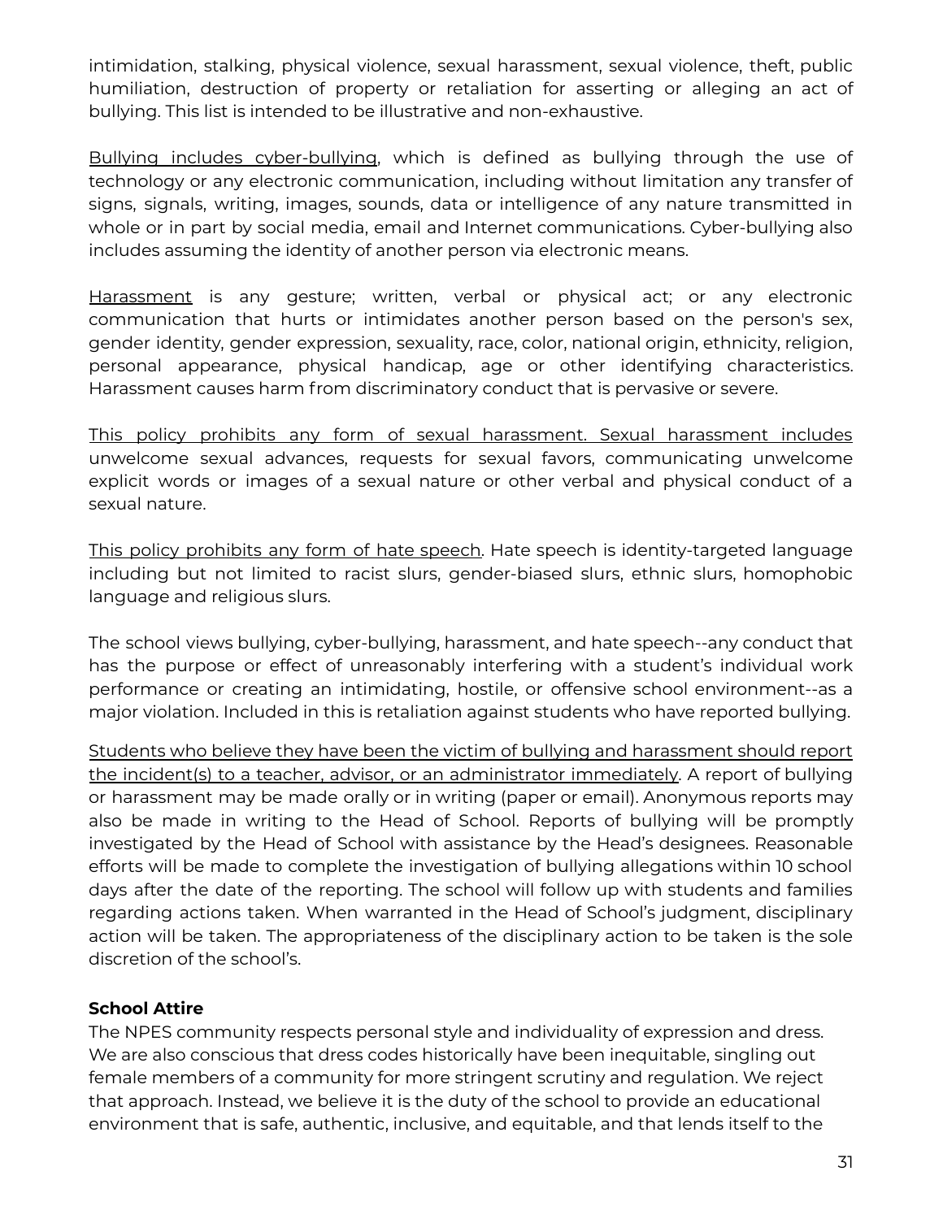intimidation, stalking, physical violence, sexual harassment, sexual violence, theft, public humiliation, destruction of property or retaliation for asserting or alleging an act of bullying. This list is intended to be illustrative and non-exhaustive.

<u>Bullying includes cyber-bullying</u>, which is defined as bullying through the use of technology or any electronic communication, including without limitation any transfer of signs, signals, writing, images, sounds, data or intelligence of any nature transmitted in whole or in part by social media, email and Internet communications. Cyber-bullying also includes assuming the identity of another person via electronic means.

<u>Harassment</u> is any gesture; written, verbal or physical act; or any electronic communication that hurts or intimidates another person based on the person's sex, gender identity, gender expression, sexuality, race, color, national origin, ethnicity, religion, personal appearance, physical handicap, age or other identifying characteristics. Harassment causes harm from discriminatory conduct that is pervasive or severe.

<u>This policy prohibits any form of sexual harassment. Sexual harassment includes</u> unwelcome sexual advances, requests for sexual favors, communicating unwelcome explicit words or images of a sexual nature or other verbal and physical conduct of a sexual nature.

<u>This policy prohibits any form of hate speech</u>. Hate speech is identity-targeted language including but not limited to racist slurs, gender-biased slurs, ethnic slurs, homophobic language and religious slurs.

The school views bullying, cyber-bullying, harassment, and hate speech--any conduct that has the purpose or effect of unreasonably interfering with a student's individual work performance or creating an intimidating, hostile, or offensive school environment--as a major violation. Included in this is retaliation against students who have reported bullying.

<u>Students who believe they have been the victim of bullying and harassment should report the incident(s) to a teacher, advisor, or an administrator immediately</u>. A report of bullying or harassment may be made orally or in writing (paper or email). Anonymous reports may also be made in writing to the Head of School. Reports of bullying will be promptly investigated by the Head of School with assistance by the Head's designees. Reasonable efforts will be made to complete the investigation of bullying allegations within 10 school days after the date of the reporting. The school will follow up with students and families regarding actions taken. When warranted in the Head of School's judgment, disciplinary action will be taken. The appropriateness of the disciplinary action to be taken is the sole discretion of the school's.

**School Attire**

The NPES community respects personal style and individuality of expression and dress. We are also conscious that dress codes historically have been inequitable, singling out female members of a community for more stringent scrutiny and regulation. We reject that approach. Instead, we believe it is the duty of the school to provide an educational environment that is safe, authentic, inclusive, and equitable, and that lends itself to the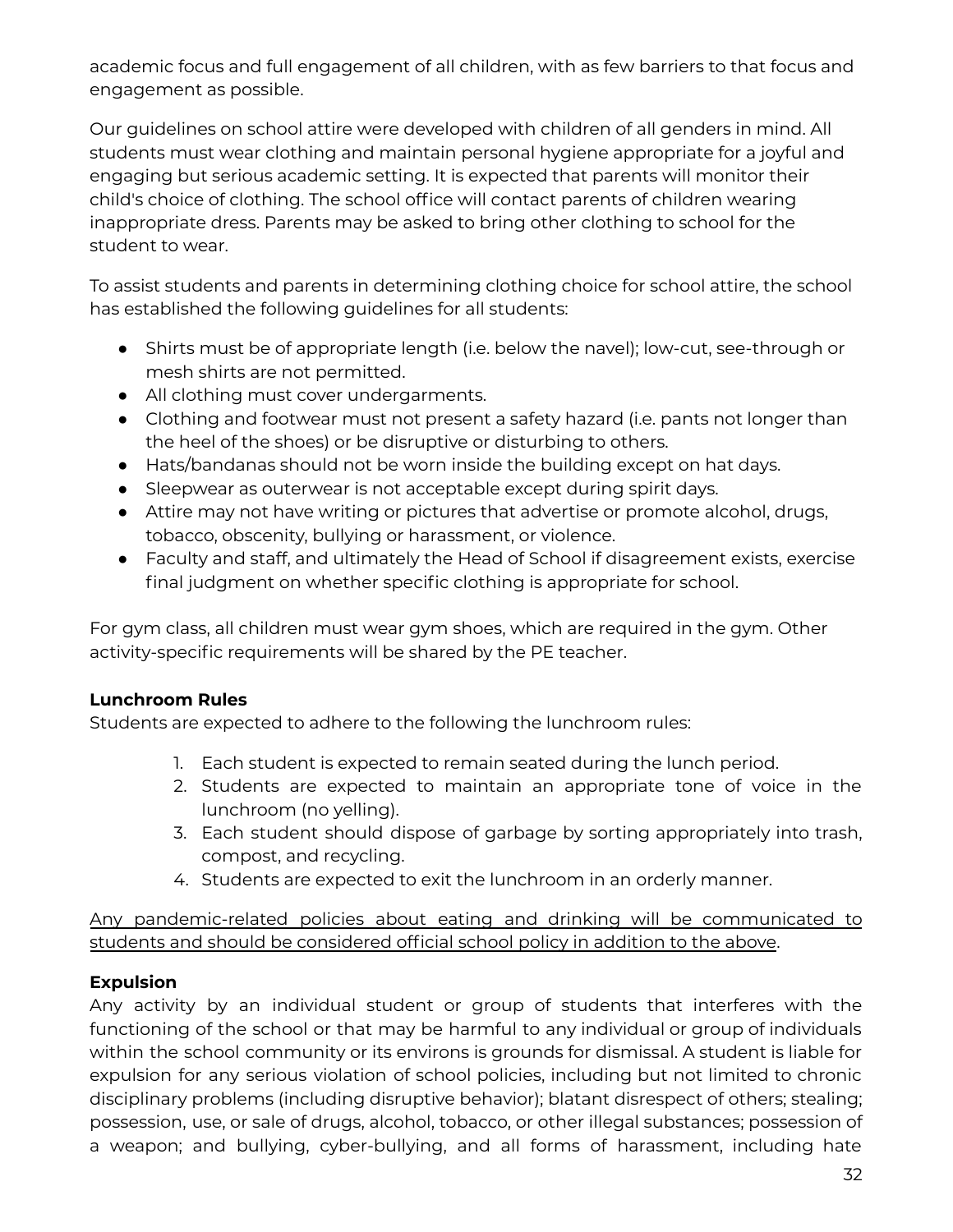academic focus and full engagement of all children, with as few barriers to that focus and engagement as possible.

Our guidelines on school attire were developed with children of all genders in mind. All students must wear clothing and maintain personal hygiene appropriate for a joyful and engaging but serious academic setting. It is expected that parents will monitor their child's choice of clothing. The school office will contact parents of children wearing inappropriate dress. Parents may be asked to bring other clothing to school for the student to wear.

To assist students and parents in determining clothing choice for school attire, the school has established the following guidelines for all students:

- Shirts must be of appropriate length (i.e. below the navel); low-cut, see-through or mesh shirts are not permitted.
- All clothing must cover undergarments.
- Clothing and footwear must not present a safety hazard (i.e. pants not longer than the heel of the shoes) or be disruptive or disturbing to others.
- Hats/bandanas should not be worn inside the building except on hat days.
- Sleepwear as outerwear is not acceptable except during spirit days.
- Attire may not have writing or pictures that advertise or promote alcohol, drugs, tobacco, obscenity, bullying or harassment, or violence.
- Faculty and staff, and ultimately the Head of School if disagreement exists, exercise final judgment on whether specific clothing is appropriate for school.

For gym class, all children must wear gym shoes, which are required in the gym. Other activity-specific requirements will be shared by the PE teacher.

**Lunchroom Rules**

Students are expected to adhere to the following the lunchroom rules:

1. Each student is expected to remain seated during the lunch period.
2. Students are expected to maintain an appropriate tone of voice in the lunchroom (no yelling).
3. Each student should dispose of garbage by sorting appropriately into trash, compost, and recycling.
4. Students are expected to exit the lunchroom in an orderly manner.

<u>Any pandemic-related policies about eating and drinking will be communicated to students and should be considered official school policy in addition to the above</u>.

**Expulsion**

Any activity by an individual student or group of students that interferes with the functioning of the school or that may be harmful to any individual or group of individuals within the school community or its environs is grounds for dismissal. A student is liable for expulsion for any serious violation of school policies, including but not limited to chronic disciplinary problems (including disruptive behavior); blatant disrespect of others; stealing; possession, use, or sale of drugs, alcohol, tobacco, or other illegal substances; possession of a weapon; and bullying, cyber-bullying, and all forms of harassment, including hate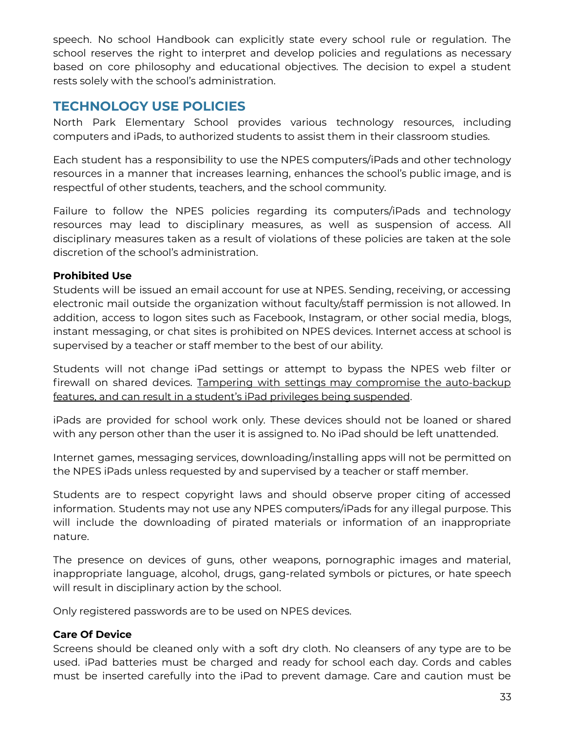speech. No school Handbook can explicitly state every school rule or regulation. The school reserves the right to interpret and develop policies and regulations as necessary based on core philosophy and educational objectives. The decision to expel a student rests solely with the school's administration.

## TECHNOLOGY USE POLICIES

North Park Elementary School provides various technology resources, including computers and iPads, to authorized students to assist them in their classroom studies.

Each student has a responsibility to use the NPES computers/iPads and other technology resources in a manner that increases learning, enhances the school's public image, and is respectful of other students, teachers, and the school community.

Failure to follow the NPES policies regarding its computers/iPads and technology resources may lead to disciplinary measures, as well as suspension of access. All disciplinary measures taken as a result of violations of these policies are taken at the sole discretion of the school's administration.

**Prohibited Use**

Students will be issued an email account for use at NPES. Sending, receiving, or accessing electronic mail outside the organization without faculty/staff permission is not allowed. In addition, access to logon sites such as Facebook, Instagram, or other social media, blogs, instant messaging, or chat sites is prohibited on NPES devices. Internet access at school is supervised by a teacher or staff member to the best of our ability.

Students will not change iPad settings or attempt to bypass the NPES web filter or firewall on shared devices. <u>Tampering with settings may compromise the auto-backup features, and can result in a student's iPad privileges being suspended</u>.

iPads are provided for school work only. These devices should not be loaned or shared with any person other than the user it is assigned to. No iPad should be left unattended.

Internet games, messaging services, downloading/installing apps will not be permitted on the NPES iPads unless requested by and supervised by a teacher or staff member.

Students are to respect copyright laws and should observe proper citing of accessed information. Students may not use any NPES computers/iPads for any illegal purpose. This will include the downloading of pirated materials or information of an inappropriate nature.

The presence on devices of guns, other weapons, pornographic images and material, inappropriate language, alcohol, drugs, gang-related symbols or pictures, or hate speech will result in disciplinary action by the school.

Only registered passwords are to be used on NPES devices.

**Care Of Device**

Screens should be cleaned only with a soft dry cloth. No cleansers of any type are to be used. iPad batteries must be charged and ready for school each day. Cords and cables must be inserted carefully into the iPad to prevent damage. Care and caution must be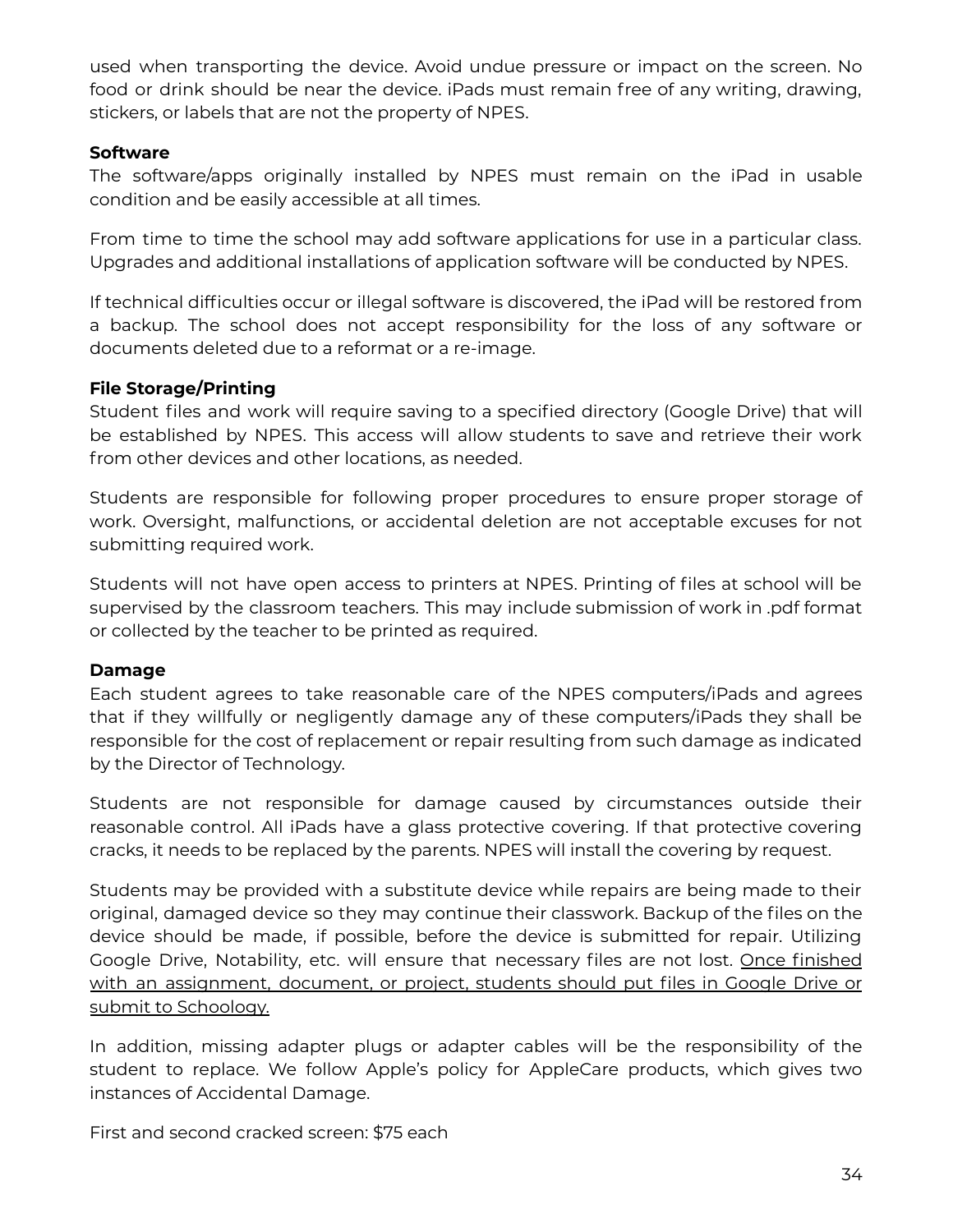used when transporting the device. Avoid undue pressure or impact on the screen. No food or drink should be near the device. iPads must remain free of any writing, drawing, stickers, or labels that are not the property of NPES.

**Software**

The software/apps originally installed by NPES must remain on the iPad in usable condition and be easily accessible at all times.

From time to time the school may add software applications for use in a particular class. Upgrades and additional installations of application software will be conducted by NPES.

If technical difficulties occur or illegal software is discovered, the iPad will be restored from a backup. The school does not accept responsibility for the loss of any software or documents deleted due to a reformat or a re-image.

**File Storage/Printing**

Student files and work will require saving to a specified directory (Google Drive) that will be established by NPES. This access will allow students to save and retrieve their work from other devices and other locations, as needed.

Students are responsible for following proper procedures to ensure proper storage of work. Oversight, malfunctions, or accidental deletion are not acceptable excuses for not submitting required work.

Students will not have open access to printers at NPES. Printing of files at school will be supervised by the classroom teachers. This may include submission of work in .pdf format or collected by the teacher to be printed as required.

**Damage**

Each student agrees to take reasonable care of the NPES computers/iPads and agrees that if they willfully or negligently damage any of these computers/iPads they shall be responsible for the cost of replacement or repair resulting from such damage as indicated by the Director of Technology.

Students are not responsible for damage caused by circumstances outside their reasonable control. All iPads have a glass protective covering. If that protective covering cracks, it needs to be replaced by the parents. NPES will install the covering by request.

Students may be provided with a substitute device while repairs are being made to their original, damaged device so they may continue their classwork. Backup of the files on the device should be made, if possible, before the device is submitted for repair. Utilizing Google Drive, Notability, etc. will ensure that necessary files are not lost. Once finished with an assignment, document, or project, students should put files in Google Drive or submit to Schoology.

In addition, missing adapter plugs or adapter cables will be the responsibility of the student to replace. We follow Apple's policy for AppleCare products, which gives two instances of Accidental Damage.

First and second cracked screen: $75 each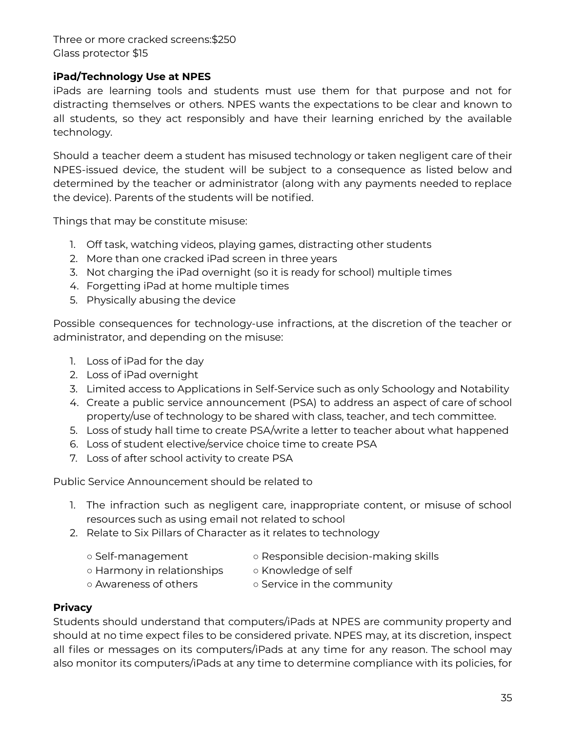Three or more cracked screens:$250
Glass protector $15

**iPad/Technology Use at NPES**

iPads are learning tools and students must use them for that purpose and not for distracting themselves or others. NPES wants the expectations to be clear and known to all students, so they act responsibly and have their learning enriched by the available technology.

Should a teacher deem a student has misused technology or taken negligent care of their NPES-issued device, the student will be subject to a consequence as listed below and determined by the teacher or administrator (along with any payments needed to replace the device). Parents of the students will be notified.

Things that may be constitute misuse:

1. Off task, watching videos, playing games, distracting other students
2. More than one cracked iPad screen in three years
3. Not charging the iPad overnight (so it is ready for school) multiple times
4. Forgetting iPad at home multiple times
5. Physically abusing the device

Possible consequences for technology-use infractions, at the discretion of the teacher or administrator, and depending on the misuse:

1. Loss of iPad for the day
2. Loss of iPad overnight
3. Limited access to Applications in Self-Service such as only Schoology and Notability
4. Create a public service announcement (PSA) to address an aspect of care of school property/use of technology to be shared with class, teacher, and tech committee.
5. Loss of study hall time to create PSA/write a letter to teacher about what happened
6. Loss of student elective/service choice time to create PSA
7. Loss of after school activity to create PSA

Public Service Announcement should be related to

1. The infraction such as negligent care, inappropriate content, or misuse of school resources such as using email not related to school
2. Relate to Six Pillars of Character as it relates to technology
   - Self-management
   - Harmony in relationships
   - Awareness of others
   - Responsible decision-making skills
   - Knowledge of self
   - Service in the community

**Privacy**

Students should understand that computers/iPads at NPES are community property and should at no time expect files to be considered private. NPES may, at its discretion, inspect all files or messages on its computers/iPads at any time for any reason. The school may also monitor its computers/iPads at any time to determine compliance with its policies, for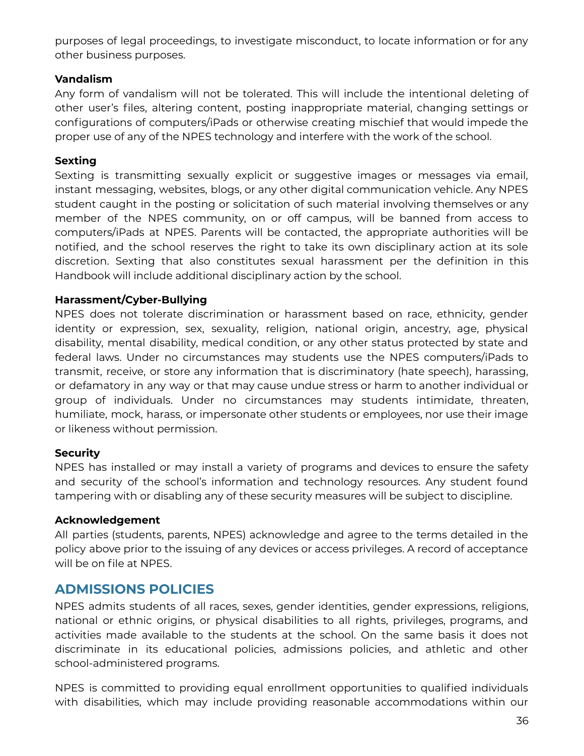purposes of legal proceedings, to investigate misconduct, to locate information or for any other business purposes.

**Vandalism**

Any form of vandalism will not be tolerated. This will include the intentional deleting of other user's files, altering content, posting inappropriate material, changing settings or configurations of computers/iPads or otherwise creating mischief that would impede the proper use of any of the NPES technology and interfere with the work of the school.

**Sexting**

Sexting is transmitting sexually explicit or suggestive images or messages via email, instant messaging, websites, blogs, or any other digital communication vehicle. Any NPES student caught in the posting or solicitation of such material involving themselves or any member of the NPES community, on or off campus, will be banned from access to computers/iPads at NPES. Parents will be contacted, the appropriate authorities will be notified, and the school reserves the right to take its own disciplinary action at its sole discretion. Sexting that also constitutes sexual harassment per the definition in this Handbook will include additional disciplinary action by the school.

**Harassment/Cyber-Bullying**

NPES does not tolerate discrimination or harassment based on race, ethnicity, gender identity or expression, sex, sexuality, religion, national origin, ancestry, age, physical disability, mental disability, medical condition, or any other status protected by state and federal laws. Under no circumstances may students use the NPES computers/iPads to transmit, receive, or store any information that is discriminatory (hate speech), harassing, or defamatory in any way or that may cause undue stress or harm to another individual or group of individuals. Under no circumstances may students intimidate, threaten, humiliate, mock, harass, or impersonate other students or employees, nor use their image or likeness without permission.

**Security**

NPES has installed or may install a variety of programs and devices to ensure the safety and security of the school's information and technology resources. Any student found tampering with or disabling any of these security measures will be subject to discipline.

**Acknowledgement**

All parties (students, parents, NPES) acknowledge and agree to the terms detailed in the policy above prior to the issuing of any devices or access privileges. A record of acceptance will be on file at NPES.

## ADMISSIONS POLICIES

NPES admits students of all races, sexes, gender identities, gender expressions, religions, national or ethnic origins, or physical disabilities to all rights, privileges, programs, and activities made available to the students at the school. On the same basis it does not discriminate in its educational policies, admissions policies, and athletic and other school-administered programs.

NPES is committed to providing equal enrollment opportunities to qualified individuals with disabilities, which may include providing reasonable accommodations within our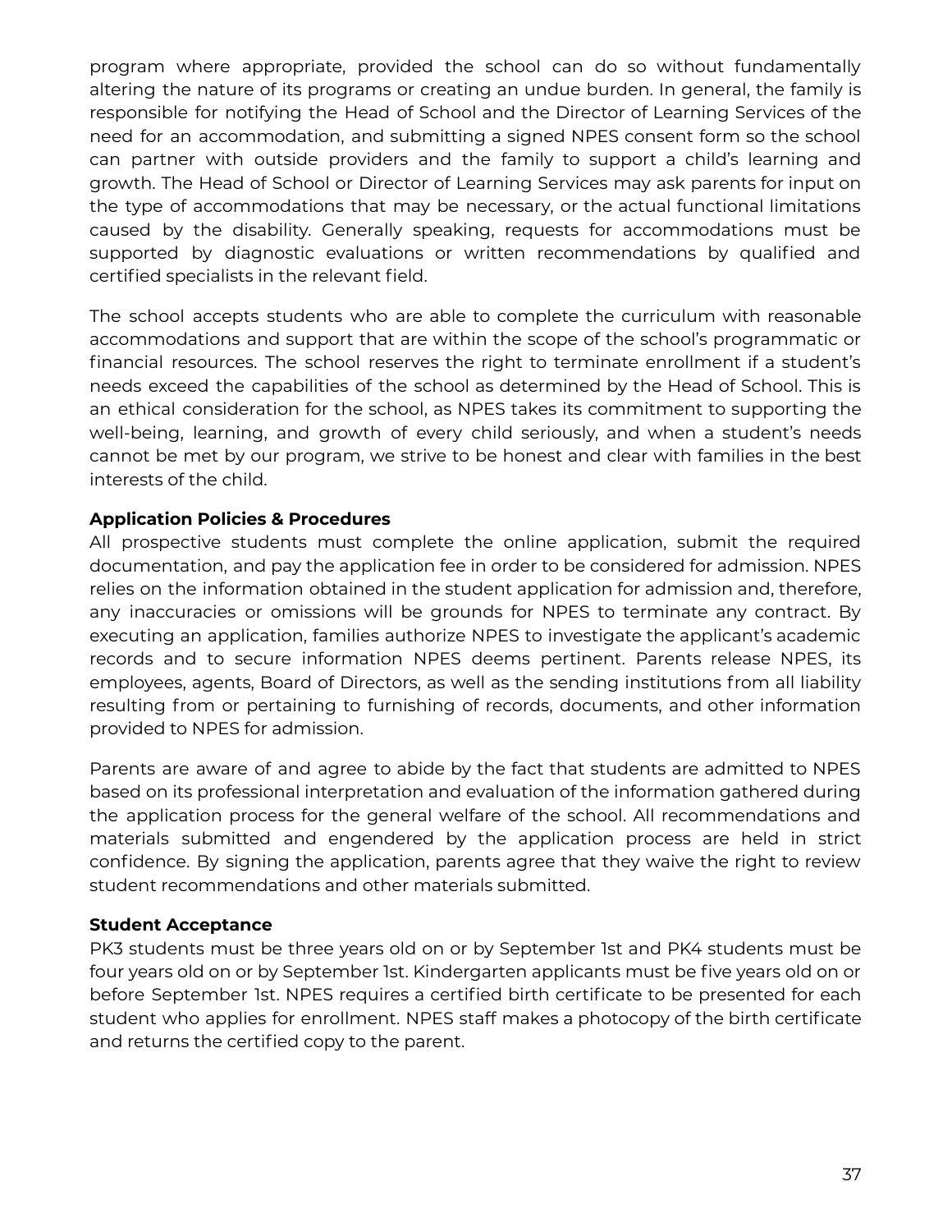program where appropriate, provided the school can do so without fundamentally altering the nature of its programs or creating an undue burden. In general, the family is responsible for notifying the Head of School and the Director of Learning Services of the need for an accommodation, and submitting a signed NPES consent form so the school can partner with outside providers and the family to support a child's learning and growth. The Head of School or Director of Learning Services may ask parents for input on the type of accommodations that may be necessary, or the actual functional limitations caused by the disability. Generally speaking, requests for accommodations must be supported by diagnostic evaluations or written recommendations by qualified and certified specialists in the relevant field.

The school accepts students who are able to complete the curriculum with reasonable accommodations and support that are within the scope of the school's programmatic or financial resources. The school reserves the right to terminate enrollment if a student's needs exceed the capabilities of the school as determined by the Head of School. This is an ethical consideration for the school, as NPES takes its commitment to supporting the well-being, learning, and growth of every child seriously, and when a student's needs cannot be met by our program, we strive to be honest and clear with families in the best interests of the child.

**Application Policies & Procedures**

All prospective students must complete the online application, submit the required documentation, and pay the application fee in order to be considered for admission. NPES relies on the information obtained in the student application for admission and, therefore, any inaccuracies or omissions will be grounds for NPES to terminate any contract. By executing an application, families authorize NPES to investigate the applicant's academic records and to secure information NPES deems pertinent. Parents release NPES, its employees, agents, Board of Directors, as well as the sending institutions from all liability resulting from or pertaining to furnishing of records, documents, and other information provided to NPES for admission.

Parents are aware of and agree to abide by the fact that students are admitted to NPES based on its professional interpretation and evaluation of the information gathered during the application process for the general welfare of the school. All recommendations and materials submitted and engendered by the application process are held in strict confidence. By signing the application, parents agree that they waive the right to review student recommendations and other materials submitted.

**Student Acceptance**

PK3 students must be three years old on or by September 1st and PK4 students must be four years old on or by September 1st. Kindergarten applicants must be five years old on or before September 1st. NPES requires a certified birth certificate to be presented for each student who applies for enrollment. NPES staff makes a photocopy of the birth certificate and returns the certified copy to the parent.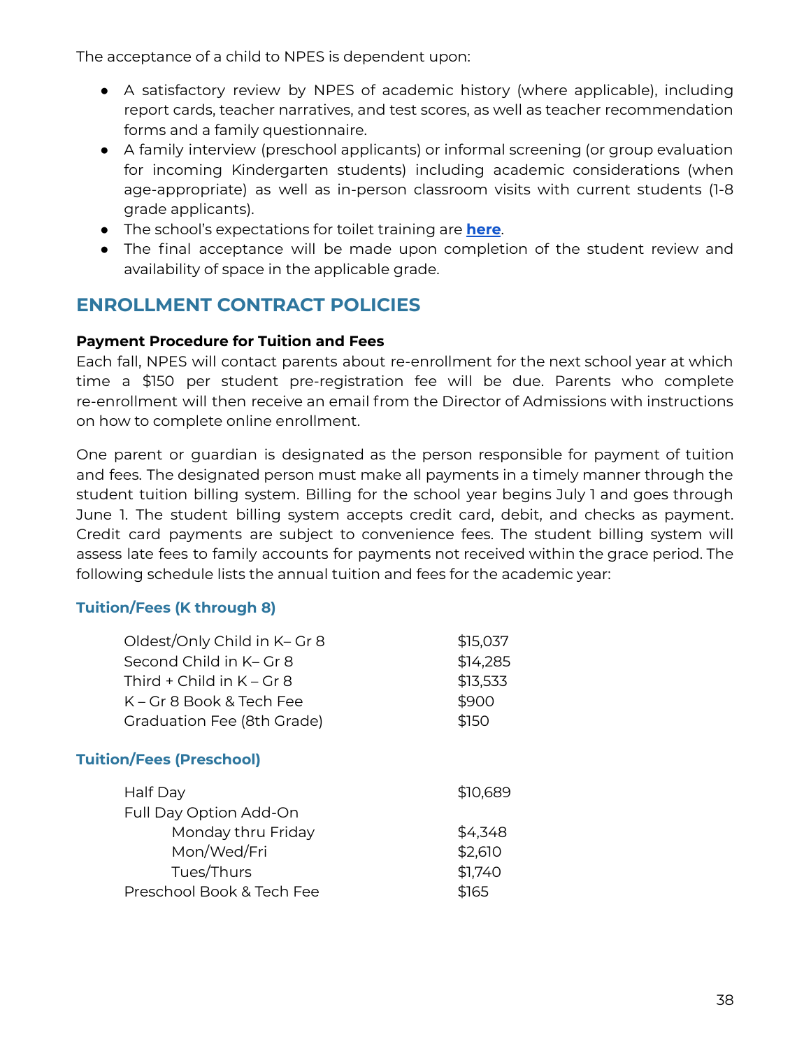The acceptance of a child to NPES is dependent upon:

- A satisfactory review by NPES of academic history (where applicable), including report cards, teacher narratives, and test scores, as well as teacher recommendation forms and a family questionnaire.
- A family interview (preschool applicants) or informal screening (or group evaluation for incoming Kindergarten students) including academic considerations (when age-appropriate) as well as in-person classroom visits with current students (1-8 grade applicants).
- The school's expectations for toilet training are **here**.
- The final acceptance will be made upon completion of the student review and availability of space in the applicable grade.

## ENROLLMENT CONTRACT POLICIES

**Payment Procedure for Tuition and Fees**

Each fall, NPES will contact parents about re-enrollment for the next school year at which time a $150 per student pre-registration fee will be due. Parents who complete re-enrollment will then receive an email from the Director of Admissions with instructions on how to complete online enrollment.

One parent or guardian is designated as the person responsible for payment of tuition and fees. The designated person must make all payments in a timely manner through the student tuition billing system. Billing for the school year begins July 1 and goes through June 1. The student billing system accepts credit card, debit, and checks as payment. Credit card payments are subject to convenience fees. The student billing system will assess late fees to family accounts for payments not received within the grace period. The following schedule lists the annual tuition and fees for the academic year:

### Tuition/Fees (K through 8)

| | |
|---|---|
| Oldest/Only Child in K– Gr 8 | $15,037 |
| Second Child in K– Gr 8 | $14,285 |
| Third + Child in K – Gr 8 | $13,533 |
| K – Gr 8 Book & Tech Fee | $900 |
| Graduation Fee (8th Grade) | $150 |

### Tuition/Fees (Preschool)

| | |
|---|---|
| Half Day | $10,689 |
| Full Day Option Add-On | |
| Monday thru Friday | $4,348 |
| Mon/Wed/Fri | $2,610 |
| Tues/Thurs | $1,740 |
| Preschool Book & Tech Fee | $165 |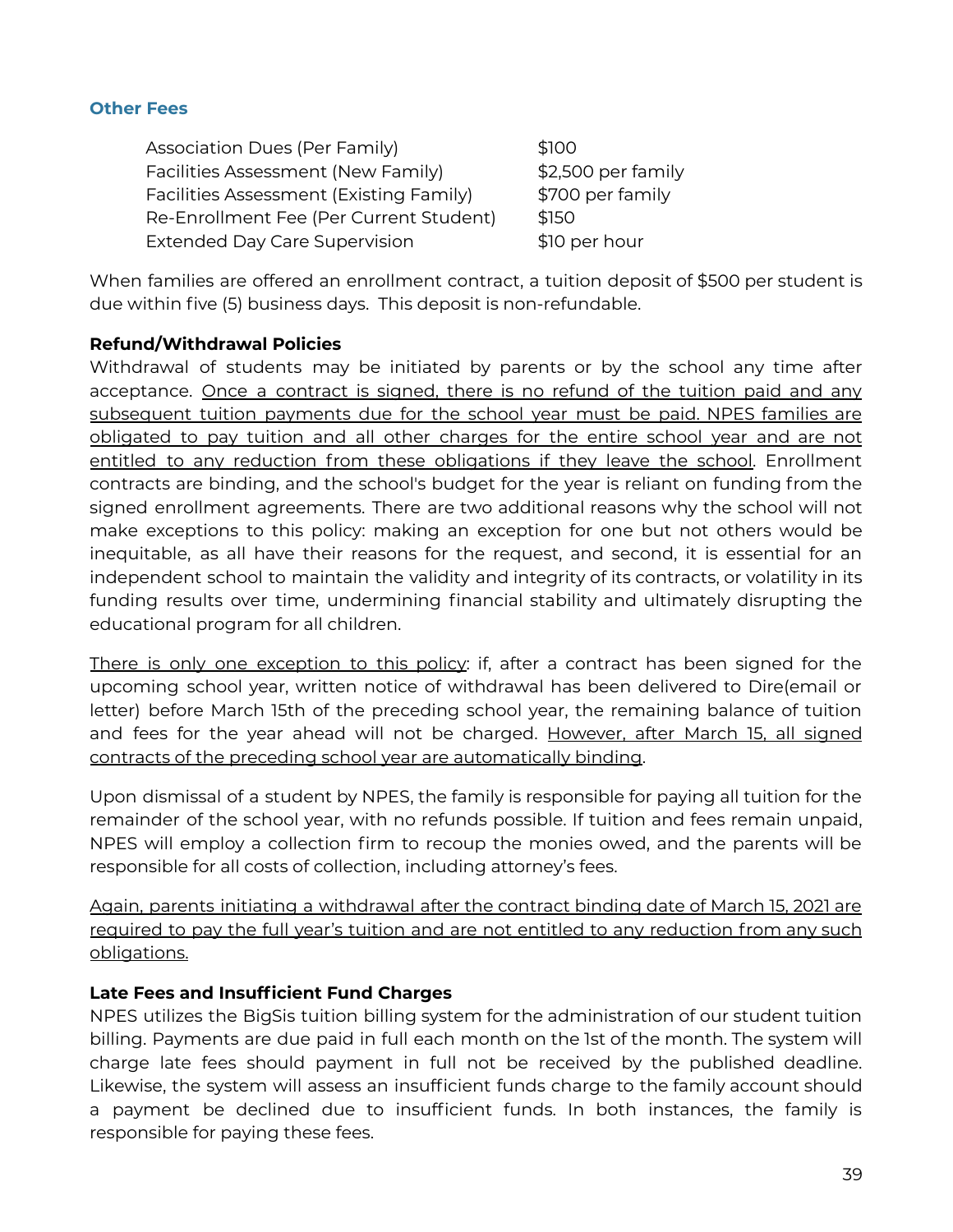### Other Fees

| | |
|---|---|
| Association Dues (Per Family) | $100 |
| Facilities Assessment (New Family) | $2,500 per family |
| Facilities Assessment (Existing Family) | $700 per family |
| Re-Enrollment Fee (Per Current Student) | $150 |
| Extended Day Care Supervision | $10 per hour |

When families are offered an enrollment contract, a tuition deposit of $500 per student is due within five (5) business days. This deposit is non-refundable.

**Refund/Withdrawal Policies**

Withdrawal of students may be initiated by parents or by the school any time after acceptance. <u>Once a contract is signed, there is no refund of the tuition paid and any subsequent tuition payments due for the school year must be paid. NPES families are obligated to pay tuition and all other charges for the entire school year and are not entitled to any reduction from these obligations if they leave the school</u>. Enrollment contracts are binding, and the school's budget for the year is reliant on funding from the signed enrollment agreements. There are two additional reasons why the school will not make exceptions to this policy: making an exception for one but not others would be inequitable, as all have their reasons for the request, and second, it is essential for an independent school to maintain the validity and integrity of its contracts, or volatility in its funding results over time, undermining financial stability and ultimately disrupting the educational program for all children.

<u>There is only one exception to this policy</u>: if, after a contract has been signed for the upcoming school year, written notice of withdrawal has been delivered to Dire(email or letter) before March 15th of the preceding school year, the remaining balance of tuition and fees for the year ahead will not be charged. <u>However, after March 15, all signed contracts of the preceding school year are automatically binding</u>.

Upon dismissal of a student by NPES, the family is responsible for paying all tuition for the remainder of the school year, with no refunds possible. If tuition and fees remain unpaid, NPES will employ a collection firm to recoup the monies owed, and the parents will be responsible for all costs of collection, including attorney's fees.

<u>Again, parents initiating a withdrawal after the contract binding date of March 15, 2021 are required to pay the full year's tuition and are not entitled to any reduction from any such obligations.</u>

**Late Fees and Insufficient Fund Charges**

NPES utilizes the BigSis tuition billing system for the administration of our student tuition billing. Payments are due paid in full each month on the 1st of the month. The system will charge late fees should payment in full not be received by the published deadline. Likewise, the system will assess an insufficient funds charge to the family account should a payment be declined due to insufficient funds. In both instances, the family is responsible for paying these fees.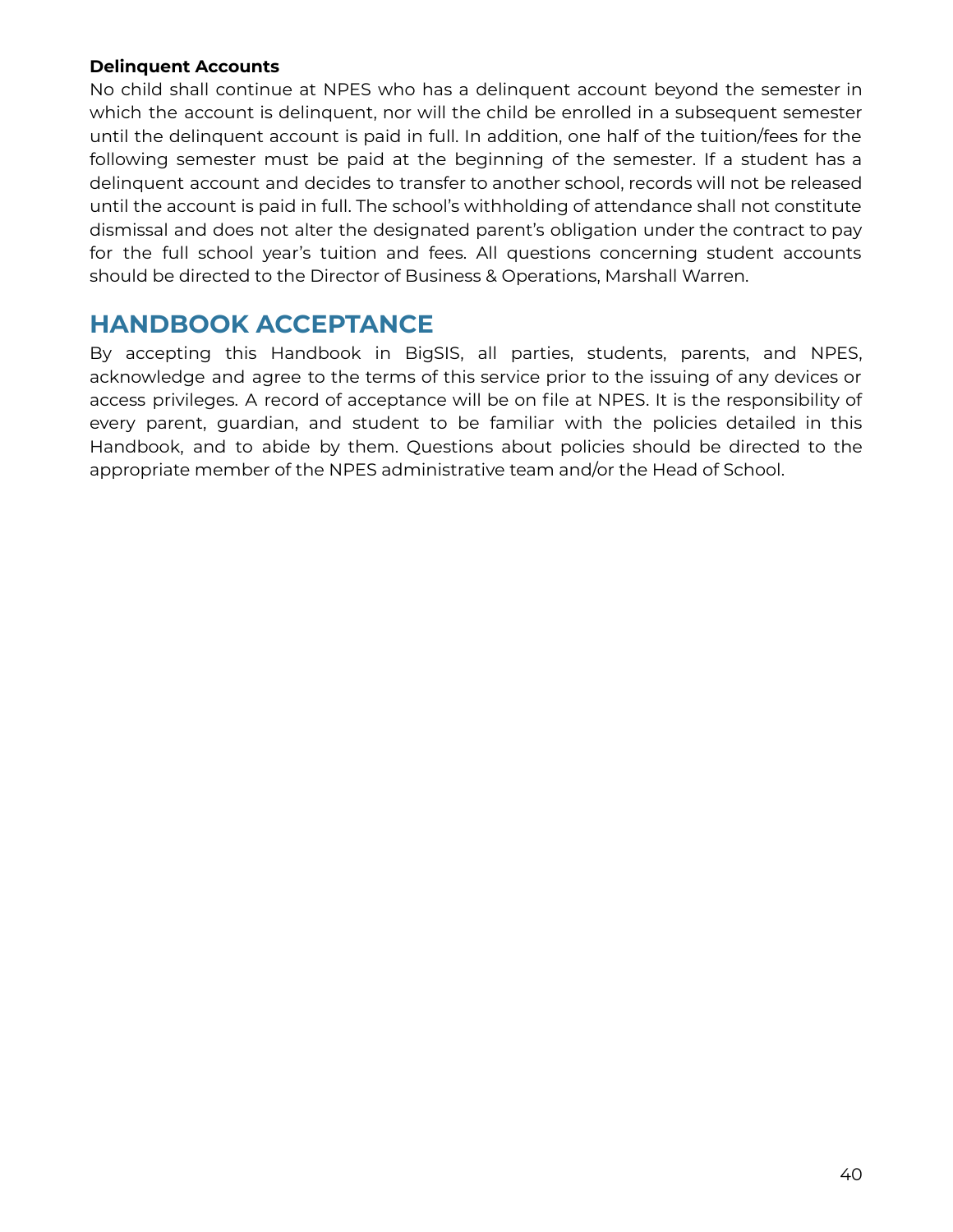**Delinquent Accounts**

No child shall continue at NPES who has a delinquent account beyond the semester in which the account is delinquent, nor will the child be enrolled in a subsequent semester until the delinquent account is paid in full. In addition, one half of the tuition/fees for the following semester must be paid at the beginning of the semester. If a student has a delinquent account and decides to transfer to another school, records will not be released until the account is paid in full. The school's withholding of attendance shall not constitute dismissal and does not alter the designated parent's obligation under the contract to pay for the full school year's tuition and fees. All questions concerning student accounts should be directed to the Director of Business & Operations, Marshall Warren.

## HANDBOOK ACCEPTANCE

By accepting this Handbook in BigSIS, all parties, students, parents, and NPES, acknowledge and agree to the terms of this service prior to the issuing of any devices or access privileges. A record of acceptance will be on file at NPES. It is the responsibility of every parent, guardian, and student to be familiar with the policies detailed in this Handbook, and to abide by them. Questions about policies should be directed to the appropriate member of the NPES administrative team and/or the Head of School.